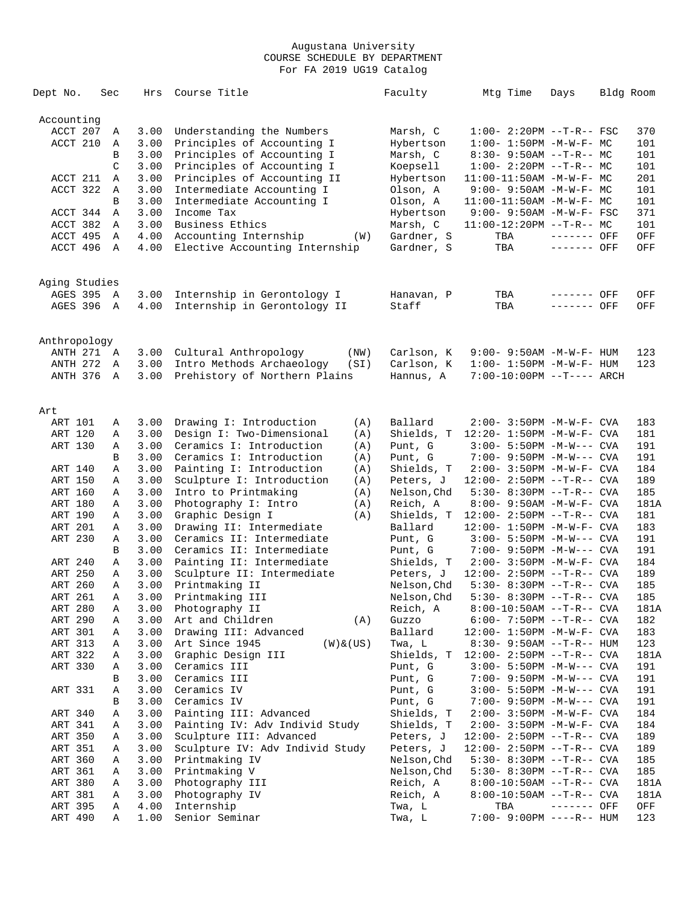Augustana University
COURSE SCHEDULE BY DEPARTMENT
For FA 2019 UG19 Catalog

| Dept No. | Sec | Hrs | Course Title | | Faculty | Mtg Time | Days | Bldg | Room |
|---|---|---|---|---|---|---|---|---|---|
| **Accounting** | | | | | | | | | |
| ACCT 207 | A | 3.00 | Understanding the Numbers | | Marsh, C | 1:00- 2:20PM | --T-R-- | FSC | 370 |
| ACCT 210 | A | 3.00 | Principles of Accounting I | | Hybertson | 1:00- 1:50PM | -M-W-F- | MC | 101 |
| | B | 3.00 | Principles of Accounting I | | Marsh, C | 8:30- 9:50AM | --T-R-- | MC | 101 |
| | C | 3.00 | Principles of Accounting I | | Koepsell | 1:00- 2:20PM | --T-R-- | MC | 101 |
| ACCT 211 | A | 3.00 | Principles of Accounting II | | Hybertson | 11:00-11:50AM | -M-W-F- | MC | 201 |
| ACCT 322 | A | 3.00 | Intermediate Accounting I | | Olson, A | 9:00- 9:50AM | -M-W-F- | MC | 101 |
| | B | 3.00 | Intermediate Accounting I | | Olson, A | 11:00-11:50AM | -M-W-F- | MC | 101 |
| ACCT 344 | A | 3.00 | Income Tax | | Hybertson | 9:00- 9:50AM | -M-W-F- | FSC | 371 |
| ACCT 382 | A | 3.00 | Business Ethics | | Marsh, C | 11:00-12:20PM | --T-R-- | MC | 101 |
| ACCT 495 | A | 4.00 | Accounting Internship | (W) | Gardner, S | TBA | ------- | OFF | OFF |
| ACCT 496 | A | 4.00 | Elective Accounting Internship | | Gardner, S | TBA | ------- | OFF | OFF |
| **Aging Studies** | | | | | | | | | |
| AGES 395 | A | 3.00 | Internship in Gerontology I | | Hanavan, P | TBA | ------- | OFF | OFF |
| AGES 396 | A | 4.00 | Internship in Gerontology II | | Staff | TBA | ------- | OFF | OFF |
| **Anthropology** | | | | | | | | | |
| ANTH 271 | A | 3.00 | Cultural Anthropology | (NW) | Carlson, K | 9:00- 9:50AM | -M-W-F- | HUM | 123 |
| ANTH 272 | A | 3.00 | Intro Methods Archaeology | (SI) | Carlson, K | 1:00- 1:50PM | -M-W-F- | HUM | 123 |
| ANTH 376 | A | 3.00 | Prehistory of Northern Plains | | Hannus, A | 7:00-10:00PM | --T---- | ARCH | |
| **Art** | | | | | | | | | |
| ART 101 | A | 3.00 | Drawing I: Introduction | (A) | Ballard | 2:00- 3:50PM | -M-W-F- | CVA | 183 |
| ART 120 | A | 3.00 | Design I: Two-Dimensional | (A) | Shields, T | 12:20- 1:50PM | -M-W-F- | CVA | 181 |
| ART 130 | A | 3.00 | Ceramics I: Introduction | (A) | Punt, G | 3:00- 5:50PM | -M-W--- | CVA | 191 |
| | B | 3.00 | Ceramics I: Introduction | (A) | Punt, G | 7:00- 9:50PM | -M-W--- | CVA | 191 |
| ART 140 | A | 3.00 | Painting I: Introduction | (A) | Shields, T | 2:00- 3:50PM | -M-W-F- | CVA | 184 |
| ART 150 | A | 3.00 | Sculpture I: Introduction | (A) | Peters, J | 12:00- 2:50PM | --T-R-- | CVA | 189 |
| ART 160 | A | 3.00 | Intro to Printmaking | (A) | Nelson,Chd | 5:30- 8:30PM | --T-R-- | CVA | 185 |
| ART 180 | A | 3.00 | Photography I: Intro | (A) | Reich, A | 8:00- 9:50AM | -M-W-F- | CVA | 181A |
| ART 190 | A | 3.00 | Graphic Design I | (A) | Shields, T | 12:00- 2:50PM | --T-R-- | CVA | 181 |
| ART 201 | A | 3.00 | Drawing II: Intermediate | | Ballard | 12:00- 1:50PM | -M-W-F- | CVA | 183 |
| ART 230 | A | 3.00 | Ceramics II: Intermediate | | Punt, G | 3:00- 5:50PM | -M-W--- | CVA | 191 |
| | B | 3.00 | Ceramics II: Intermediate | | Punt, G | 7:00- 9:50PM | -M-W--- | CVA | 191 |
| ART 240 | A | 3.00 | Painting II: Intermediate | | Shields, T | 2:00- 3:50PM | -M-W-F- | CVA | 184 |
| ART 250 | A | 3.00 | Sculpture II: Intermediate | | Peters, J | 12:00- 2:50PM | --T-R-- | CVA | 189 |
| ART 260 | A | 3.00 | Printmaking II | | Nelson,Chd | 5:30- 8:30PM | --T-R-- | CVA | 185 |
| ART 261 | A | 3.00 | Printmaking III | | Nelson,Chd | 5:30- 8:30PM | --T-R-- | CVA | 185 |
| ART 280 | A | 3.00 | Photography II | | Reich, A | 8:00-10:50AM | --T-R-- | CVA | 181A |
| ART 290 | A | 3.00 | Art and Children | (A) | Guzzo | 6:00- 7:50PM | --T-R-- | CVA | 182 |
| ART 301 | A | 3.00 | Drawing III: Advanced | | Ballard | 12:00- 1:50PM | -M-W-F- | CVA | 183 |
| ART 313 | A | 3.00 | Art Since 1945 | (W)&(US) | Twa, L | 8:30- 9:50AM | --T-R-- | HUM | 123 |
| ART 322 | A | 3.00 | Graphic Design III | | Shields, T | 12:00- 2:50PM | --T-R-- | CVA | 181A |
| ART 330 | A | 3.00 | Ceramics III | | Punt, G | 3:00- 5:50PM | -M-W--- | CVA | 191 |
| | B | 3.00 | Ceramics III | | Punt, G | 7:00- 9:50PM | -M-W--- | CVA | 191 |
| ART 331 | A | 3.00 | Ceramics IV | | Punt, G | 3:00- 5:50PM | -M-W--- | CVA | 191 |
| | B | 3.00 | Ceramics IV | | Punt, G | 7:00- 9:50PM | -M-W--- | CVA | 191 |
| ART 340 | A | 3.00 | Painting III: Advanced | | Shields, T | 2:00- 3:50PM | -M-W-F- | CVA | 184 |
| ART 341 | A | 3.00 | Painting IV: Adv Individ Study | | Shields, T | 2:00- 3:50PM | -M-W-F- | CVA | 184 |
| ART 350 | A | 3.00 | Sculpture III: Advanced | | Peters, J | 12:00- 2:50PM | --T-R-- | CVA | 189 |
| ART 351 | A | 3.00 | Sculpture IV: Adv Individ Study | | Peters, J | 12:00- 2:50PM | --T-R-- | CVA | 189 |
| ART 360 | A | 3.00 | Printmaking IV | | Nelson,Chd | 5:30- 8:30PM | --T-R-- | CVA | 185 |
| ART 361 | A | 3.00 | Printmaking V | | Nelson,Chd | 5:30- 8:30PM | --T-R-- | CVA | 185 |
| ART 380 | A | 3.00 | Photography III | | Reich, A | 8:00-10:50AM | --T-R-- | CVA | 181A |
| ART 381 | A | 3.00 | Photography IV | | Reich, A | 8:00-10:50AM | --T-R-- | CVA | 181A |
| ART 395 | A | 4.00 | Internship | | Twa, L | TBA | ------- | OFF | OFF |
| ART 490 | A | 1.00 | Senior Seminar | | Twa, L | 7:00- 9:00PM | ----R-- | HUM | 123 |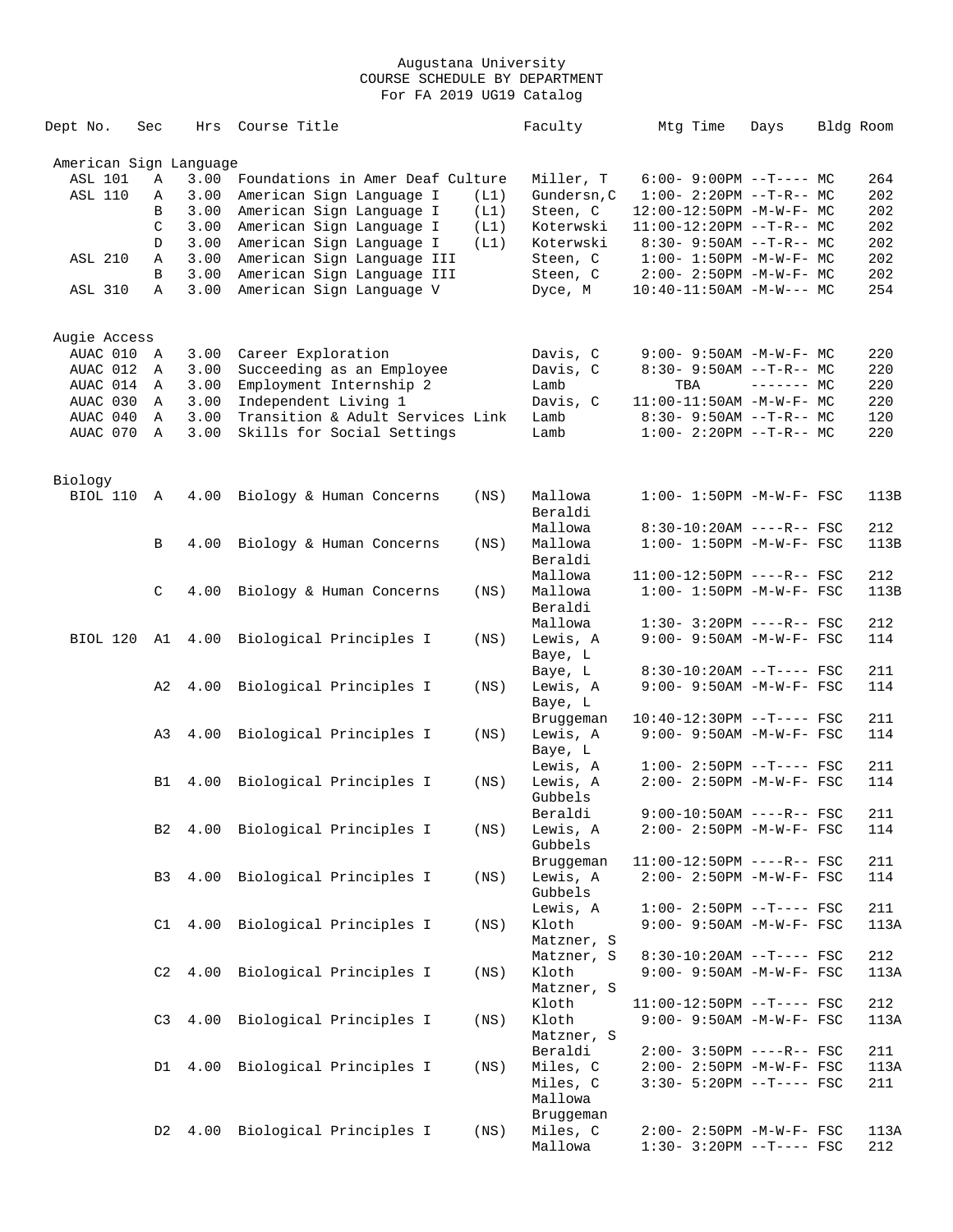Augustana University
COURSE SCHEDULE BY DEPARTMENT
For FA 2019 UG19 Catalog

| Dept No. | Sec | Hrs | Course Title | | Faculty | Mtg Time | Days | Bldg | Room |
|---|---|---|---|---|---|---|---|---|---|
| **American Sign Language** | | | | | | | | | |
| ASL 101 | A | 3.00 | Foundations in Amer Deaf Culture | | Miller, T | 6:00- 9:00PM | --T---- | MC | 264 |
| ASL 110 | A | 3.00 | American Sign Language I | (L1) | Gundersn,C | 1:00- 2:20PM | --T-R-- | MC | 202 |
| | B | 3.00 | American Sign Language I | (L1) | Steen, C | 12:00-12:50PM | -M-W-F- | MC | 202 |
| | C | 3.00 | American Sign Language I | (L1) | Koterwski | 11:00-12:20PM | --T-R-- | MC | 202 |
| | D | 3.00 | American Sign Language I | (L1) | Koterwski | 8:30- 9:50AM | --T-R-- | MC | 202 |
| ASL 210 | A | 3.00 | American Sign Language III | | Steen, C | 1:00- 1:50PM | -M-W-F- | MC | 202 |
| | B | 3.00 | American Sign Language III | | Steen, C | 2:00- 2:50PM | -M-W-F- | MC | 202 |
| ASL 310 | A | 3.00 | American Sign Language V | | Dyce, M | 10:40-11:50AM | -M-W--- | MC | 254 |
| **Augie Access** | | | | | | | | | |
| AUAC 010 | A | 3.00 | Career Exploration | | Davis, C | 9:00- 9:50AM | -M-W-F- | MC | 220 |
| AUAC 012 | A | 3.00 | Succeeding as an Employee | | Davis, C | 8:30- 9:50AM | --T-R-- | MC | 220 |
| AUAC 014 | A | 3.00 | Employment Internship 2 | | Lamb | TBA | ------- | MC | 220 |
| AUAC 030 | A | 3.00 | Independent Living 1 | | Davis, C | 11:00-11:50AM | -M-W-F- | MC | 220 |
| AUAC 040 | A | 3.00 | Transition & Adult Services Link | | Lamb | 8:30- 9:50AM | --T-R-- | MC | 120 |
| AUAC 070 | A | 3.00 | Skills for Social Settings | | Lamb | 1:00- 2:20PM | --T-R-- | MC | 220 |
| **Biology** | | | | | | | | | |
| BIOL 110 | A | 4.00 | Biology & Human Concerns | (NS) | Mallowa | 1:00- 1:50PM | -M-W-F- | FSC | 113B |
| | | | | | Beraldi | | | | |
| | | | | | Mallowa | 8:30-10:20AM | ----R-- | FSC | 212 |
| | B | 4.00 | Biology & Human Concerns | (NS) | Mallowa | 1:00- 1:50PM | -M-W-F- | FSC | 113B |
| | | | | | Beraldi | | | | |
| | | | | | Mallowa | 11:00-12:50PM | ----R-- | FSC | 212 |
| | C | 4.00 | Biology & Human Concerns | (NS) | Mallowa | 1:00- 1:50PM | -M-W-F- | FSC | 113B |
| | | | | | Beraldi | | | | |
| | | | | | Mallowa | 1:30- 3:20PM | ----R-- | FSC | 212 |
| BIOL 120 | A1 | 4.00 | Biological Principles I | (NS) | Lewis, A | 9:00- 9:50AM | -M-W-F- | FSC | 114 |
| | | | | | Baye, L | | | | |
| | | | | | Baye, L | 8:30-10:20AM | --T---- | FSC | 211 |
| | A2 | 4.00 | Biological Principles I | (NS) | Lewis, A | 9:00- 9:50AM | -M-W-F- | FSC | 114 |
| | | | | | Baye, L | | | | |
| | | | | | Bruggeman | 10:40-12:30PM | --T---- | FSC | 211 |
| | A3 | 4.00 | Biological Principles I | (NS) | Lewis, A | 9:00- 9:50AM | -M-W-F- | FSC | 114 |
| | | | | | Baye, L | | | | |
| | | | | | Lewis, A | 1:00- 2:50PM | --T---- | FSC | 211 |
| | B1 | 4.00 | Biological Principles I | (NS) | Lewis, A | 2:00- 2:50PM | -M-W-F- | FSC | 114 |
| | | | | | Gubbels | | | | |
| | | | | | Beraldi | 9:00-10:50AM | ----R-- | FSC | 211 |
| | B2 | 4.00 | Biological Principles I | (NS) | Lewis, A | 2:00- 2:50PM | -M-W-F- | FSC | 114 |
| | | | | | Gubbels | | | | |
| | | | | | Bruggeman | 11:00-12:50PM | ----R-- | FSC | 211 |
| | B3 | 4.00 | Biological Principles I | (NS) | Lewis, A | 2:00- 2:50PM | -M-W-F- | FSC | 114 |
| | | | | | Gubbels | | | | |
| | | | | | Lewis, A | 1:00- 2:50PM | --T---- | FSC | 211 |
| | C1 | 4.00 | Biological Principles I | (NS) | Kloth | 9:00- 9:50AM | -M-W-F- | FSC | 113A |
| | | | | | Matzner, S | | | | |
| | | | | | Matzner, S | 8:30-10:20AM | --T---- | FSC | 212 |
| | C2 | 4.00 | Biological Principles I | (NS) | Kloth | 9:00- 9:50AM | -M-W-F- | FSC | 113A |
| | | | | | Matzner, S | | | | |
| | | | | | Kloth | 11:00-12:50PM | --T---- | FSC | 212 |
| | C3 | 4.00 | Biological Principles I | (NS) | Kloth | 9:00- 9:50AM | -M-W-F- | FSC | 113A |
| | | | | | Matzner, S | | | | |
| | | | | | Beraldi | 2:00- 3:50PM | ----R-- | FSC | 211 |
| | D1 | 4.00 | Biological Principles I | (NS) | Miles, C | 2:00- 2:50PM | -M-W-F- | FSC | 113A |
| | | | | | Miles, C | 3:30- 5:20PM | --T---- | FSC | 211 |
| | | | | | Mallowa | | | | |
| | | | | | Bruggeman | | | | |
| | D2 | 4.00 | Biological Principles I | (NS) | Miles, C | 2:00- 2:50PM | -M-W-F- | FSC | 113A |
| | | | | | Mallowa | 1:30- 3:20PM | --T---- | FSC | 212 |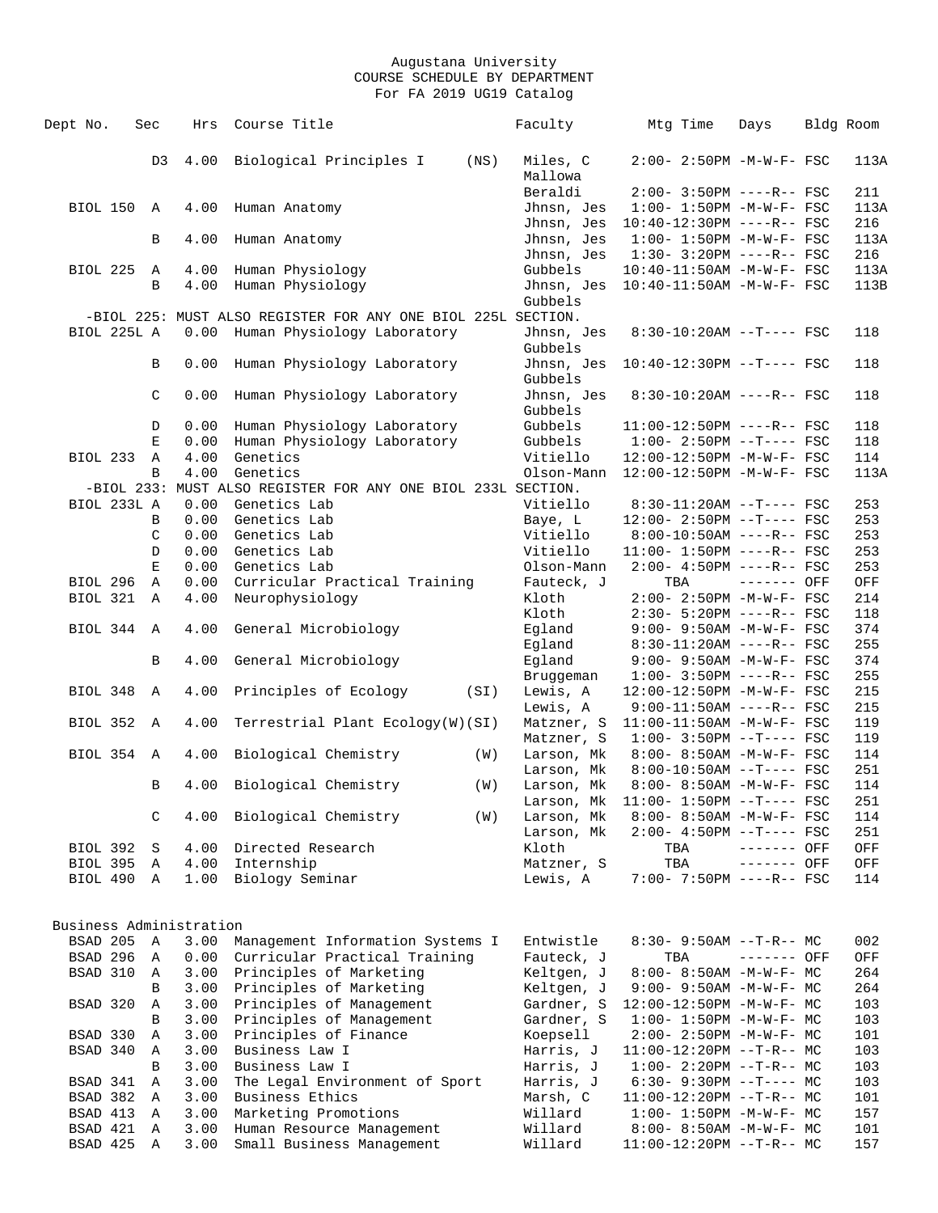Augustana University
COURSE SCHEDULE BY DEPARTMENT
For FA 2019 UG19 Catalog

| Dept No. | Sec | Hrs | Course Title | | Faculty | Mtg Time | Days | Bldg | Room |
|---|---|---|---|---|---|---|---|---|---|
| | D3 | 4.00 | Biological Principles I | (NS) | Miles, C | 2:00- 2:50PM | -M-W-F- | FSC | 113A |
| | | | | | Mallowa | | | | |
| | | | | | Beraldi | 2:00- 3:50PM | ----R-- | FSC | 211 |
| BIOL 150 | A | 4.00 | Human Anatomy | | Jhnsn, Jes | 1:00- 1:50PM | -M-W-F- | FSC | 113A |
| | | | | | Jhnsn, Jes | 10:40-12:30PM | ----R-- | FSC | 216 |
| | B | 4.00 | Human Anatomy | | Jhnsn, Jes | 1:00- 1:50PM | -M-W-F- | FSC | 113A |
| | | | | | Jhnsn, Jes | 1:30- 3:20PM | ----R-- | FSC | 216 |
| BIOL 225 | A | 4.00 | Human Physiology | | Gubbels | 10:40-11:50AM | -M-W-F- | FSC | 113A |
| | B | 4.00 | Human Physiology | | Jhnsn, Jes | 10:40-11:50AM | -M-W-F- | FSC | 113B |
| | | | | | Gubbels | | | | |
| -BIOL 225: MUST ALSO REGISTER FOR ANY ONE BIOL 225L SECTION. | | | | | | | | | |
| BIOL 225L | A | 0.00 | Human Physiology Laboratory | | Jhnsn, Jes | 8:30-10:20AM | --T---- | FSC | 118 |
| | | | | | Gubbels | | | | |
| | B | 0.00 | Human Physiology Laboratory | | Jhnsn, Jes | 10:40-12:30PM | --T---- | FSC | 118 |
| | | | | | Gubbels | | | | |
| | C | 0.00 | Human Physiology Laboratory | | Jhnsn, Jes | 8:30-10:20AM | ----R-- | FSC | 118 |
| | | | | | Gubbels | | | | |
| | D | 0.00 | Human Physiology Laboratory | | Gubbels | 11:00-12:50PM | ----R-- | FSC | 118 |
| | E | 0.00 | Human Physiology Laboratory | | Gubbels | 1:00- 2:50PM | --T---- | FSC | 118 |
| BIOL 233 | A | 4.00 | Genetics | | Vitiello | 12:00-12:50PM | -M-W-F- | FSC | 114 |
| | B | 4.00 | Genetics | | Olson-Mann | 12:00-12:50PM | -M-W-F- | FSC | 113A |
| -BIOL 233: MUST ALSO REGISTER FOR ANY ONE BIOL 233L SECTION. | | | | | | | | | |
| BIOL 233L | A | 0.00 | Genetics Lab | | Vitiello | 8:30-11:20AM | --T---- | FSC | 253 |
| | B | 0.00 | Genetics Lab | | Baye, L | 12:00- 2:50PM | --T---- | FSC | 253 |
| | C | 0.00 | Genetics Lab | | Vitiello | 8:00-10:50AM | ----R-- | FSC | 253 |
| | D | 0.00 | Genetics Lab | | Vitiello | 11:00- 1:50PM | ----R-- | FSC | 253 |
| | E | 0.00 | Genetics Lab | | Olson-Mann | 2:00- 4:50PM | ----R-- | FSC | 253 |
| BIOL 296 | A | 0.00 | Curricular Practical Training | | Fauteck, J | TBA | ------- | OFF | OFF |
| BIOL 321 | A | 4.00 | Neurophysiology | | Kloth | 2:00- 2:50PM | -M-W-F- | FSC | 214 |
| | | | | | Kloth | 2:30- 5:20PM | ----R-- | FSC | 118 |
| BIOL 344 | A | 4.00 | General Microbiology | | Egland | 9:00- 9:50AM | -M-W-F- | FSC | 374 |
| | | | | | Egland | 8:30-11:20AM | ----R-- | FSC | 255 |
| | B | 4.00 | General Microbiology | | Egland | 9:00- 9:50AM | -M-W-F- | FSC | 374 |
| | | | | | Bruggeman | 1:00- 3:50PM | ----R-- | FSC | 255 |
| BIOL 348 | A | 4.00 | Principles of Ecology | (SI) | Lewis, A | 12:00-12:50PM | -M-W-F- | FSC | 215 |
| | | | | | Lewis, A | 9:00-11:50AM | ----R-- | FSC | 215 |
| BIOL 352 | A | 4.00 | Terrestrial Plant Ecology(W)(SI) | | Matzner, S | 11:00-11:50AM | -M-W-F- | FSC | 119 |
| | | | | | Matzner, S | 1:00- 3:50PM | --T---- | FSC | 119 |
| BIOL 354 | A | 4.00 | Biological Chemistry | (W) | Larson, Mk | 8:00- 8:50AM | -M-W-F- | FSC | 114 |
| | | | | | Larson, Mk | 8:00-10:50AM | --T---- | FSC | 251 |
| | B | 4.00 | Biological Chemistry | (W) | Larson, Mk | 8:00- 8:50AM | -M-W-F- | FSC | 114 |
| | | | | | Larson, Mk | 11:00- 1:50PM | --T---- | FSC | 251 |
| | C | 4.00 | Biological Chemistry | (W) | Larson, Mk | 8:00- 8:50AM | -M-W-F- | FSC | 114 |
| | | | | | Larson, Mk | 2:00- 4:50PM | --T---- | FSC | 251 |
| BIOL 392 | S | 4.00 | Directed Research | | Kloth | TBA | ------- | OFF | OFF |
| BIOL 395 | A | 4.00 | Internship | | Matzner, S | TBA | ------- | OFF | OFF |
| BIOL 490 | A | 1.00 | Biology Seminar | | Lewis, A | 7:00- 7:50PM | ----R-- | FSC | 114 |

Business Administration

| Dept No. | Sec | Hrs | Course Title | Faculty | Mtg Time | Days | Bldg | Room |
|---|---|---|---|---|---|---|---|---|
| BSAD 205 | A | 3.00 | Management Information Systems I | Entwistle | 8:30- 9:50AM | --T-R-- | MC | 002 |
| BSAD 296 | A | 0.00 | Curricular Practical Training | Fauteck, J | TBA | ------- | OFF | OFF |
| BSAD 310 | A | 3.00 | Principles of Marketing | Keltgen, J | 8:00- 8:50AM | -M-W-F- | MC | 264 |
| | B | 3.00 | Principles of Marketing | Keltgen, J | 9:00- 9:50AM | -M-W-F- | MC | 264 |
| BSAD 320 | A | 3.00 | Principles of Management | Gardner, S | 12:00-12:50PM | -M-W-F- | MC | 103 |
| | B | 3.00 | Principles of Management | Gardner, S | 1:00- 1:50PM | -M-W-F- | MC | 103 |
| BSAD 330 | A | 3.00 | Principles of Finance | Koepsell | 2:00- 2:50PM | -M-W-F- | MC | 101 |
| BSAD 340 | A | 3.00 | Business Law I | Harris, J | 11:00-12:20PM | --T-R-- | MC | 103 |
| | B | 3.00 | Business Law I | Harris, J | 1:00- 2:20PM | --T-R-- | MC | 103 |
| BSAD 341 | A | 3.00 | The Legal Environment of Sport | Harris, J | 6:30- 9:30PM | --T---- | MC | 103 |
| BSAD 382 | A | 3.00 | Business Ethics | Marsh, C | 11:00-12:20PM | --T-R-- | MC | 101 |
| BSAD 413 | A | 3.00 | Marketing Promotions | Willard | 1:00- 1:50PM | -M-W-F- | MC | 157 |
| BSAD 421 | A | 3.00 | Human Resource Management | Willard | 8:00- 8:50AM | -M-W-F- | MC | 101 |
| BSAD 425 | A | 3.00 | Small Business Management | Willard | 11:00-12:20PM | --T-R-- | MC | 157 |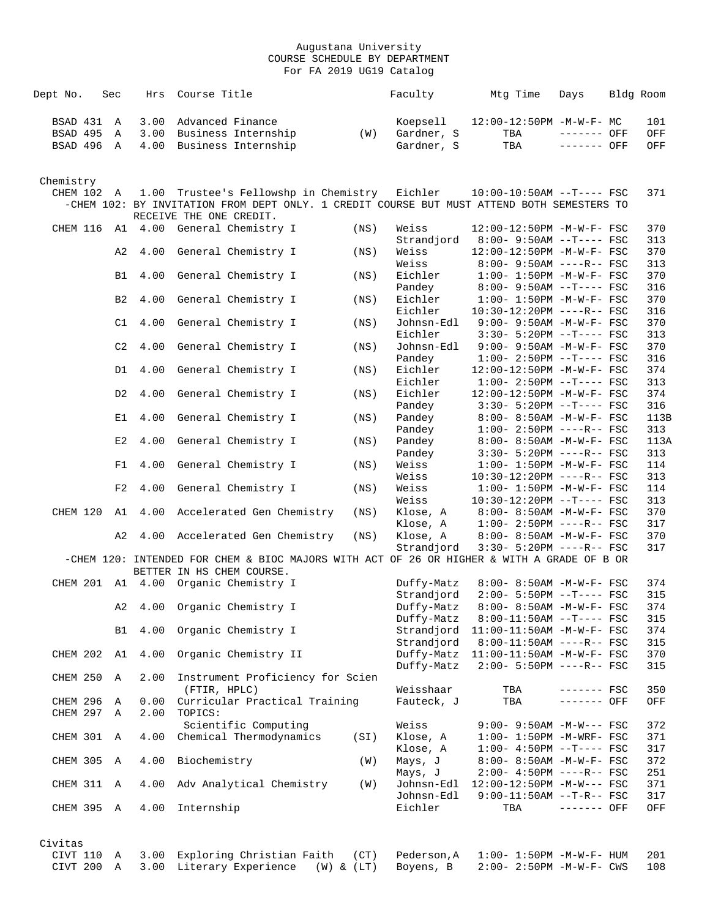Augustana University
COURSE SCHEDULE BY DEPARTMENT
For FA 2019 UG19 Catalog

| Dept No. | Sec | Hrs | Course Title | | Faculty | Mtg Time | Days | Bldg | Room |
|---|---|---|---|---|---|---|---|---|---|
| BSAD 431 | A | 3.00 | Advanced Finance | | Koepsell | 12:00-12:50PM | -M-W-F- | MC | 101 |
| BSAD 495 | A | 3.00 | Business Internship | (W) | Gardner, S | TBA | ------- | OFF | OFF |
| BSAD 496 | A | 4.00 | Business Internship | | Gardner, S | TBA | ------- | OFF | OFF |

## Chemistry

| Dept No. | Sec | Hrs | Course Title | | Faculty | Mtg Time | Days | Bldg | Room |
|---|---|---|---|---|---|---|---|---|---|
| CHEM 102 | A | 1.00 | Trustee's Fellowshp in Chemistry | | Eichler | 10:00-10:50AM | --T---- | FSC | 371 |

-CHEM 102: BY INVITATION FROM DEPT ONLY. 1 CREDIT COURSE BUT MUST ATTEND BOTH SEMESTERS TO RECEIVE THE ONE CREDIT.

| Dept No. | Sec | Hrs | Course Title | | Faculty | Mtg Time | Days | Bldg | Room |
|---|---|---|---|---|---|---|---|---|---|
| CHEM 116 | A1 | 4.00 | General Chemistry I | (NS) | Weiss | 12:00-12:50PM | -M-W-F- | FSC | 370 |
| | | | | | Strandjord | 8:00- 9:50AM | --T---- | FSC | 313 |
| | A2 | 4.00 | General Chemistry I | (NS) | Weiss | 12:00-12:50PM | -M-W-F- | FSC | 370 |
| | | | | | Weiss | 8:00- 9:50AM | ----R-- | FSC | 313 |
| | B1 | 4.00 | General Chemistry I | (NS) | Eichler | 1:00- 1:50PM | -M-W-F- | FSC | 370 |
| | | | | | Pandey | 8:00- 9:50AM | --T---- | FSC | 316 |
| | B2 | 4.00 | General Chemistry I | (NS) | Eichler | 1:00- 1:50PM | -M-W-F- | FSC | 370 |
| | | | | | Eichler | 10:30-12:20PM | ----R-- | FSC | 316 |
| | C1 | 4.00 | General Chemistry I | (NS) | Johnsn-Edl | 9:00- 9:50AM | -M-W-F- | FSC | 370 |
| | | | | | Eichler | 3:30- 5:20PM | --T---- | FSC | 313 |
| | C2 | 4.00 | General Chemistry I | (NS) | Johnsn-Edl | 9:00- 9:50AM | -M-W-F- | FSC | 370 |
| | | | | | Pandey | 1:00- 2:50PM | --T---- | FSC | 316 |
| | D1 | 4.00 | General Chemistry I | (NS) | Eichler | 12:00-12:50PM | -M-W-F- | FSC | 374 |
| | | | | | Eichler | 1:00- 2:50PM | --T---- | FSC | 313 |
| | D2 | 4.00 | General Chemistry I | (NS) | Eichler | 12:00-12:50PM | -M-W-F- | FSC | 374 |
| | | | | | Pandey | 3:30- 5:20PM | --T---- | FSC | 316 |
| | E1 | 4.00 | General Chemistry I | (NS) | Pandey | 8:00- 8:50AM | -M-W-F- | FSC | 113B |
| | | | | | Pandey | 1:00- 2:50PM | ----R-- | FSC | 313 |
| | E2 | 4.00 | General Chemistry I | (NS) | Pandey | 8:00- 8:50AM | -M-W-F- | FSC | 113A |
| | | | | | Pandey | 3:30- 5:20PM | ----R-- | FSC | 313 |
| | F1 | 4.00 | General Chemistry I | (NS) | Weiss | 1:00- 1:50PM | -M-W-F- | FSC | 114 |
| | | | | | Weiss | 10:30-12:20PM | ----R-- | FSC | 313 |
| | F2 | 4.00 | General Chemistry I | (NS) | Weiss | 1:00- 1:50PM | -M-W-F- | FSC | 114 |
| | | | | | Weiss | 10:30-12:20PM | --T---- | FSC | 313 |
| CHEM 120 | A1 | 4.00 | Accelerated Gen Chemistry | (NS) | Klose, A | 8:00- 8:50AM | -M-W-F- | FSC | 370 |
| | | | | | Klose, A | 1:00- 2:50PM | ----R-- | FSC | 317 |
| | A2 | 4.00 | Accelerated Gen Chemistry | (NS) | Klose, A | 8:00- 8:50AM | -M-W-F- | FSC | 370 |
| | | | | | Strandjord | 3:30- 5:20PM | ----R-- | FSC | 317 |

-CHEM 120: INTENDED FOR CHEM & BIOC MAJORS WITH ACT OF 26 OR HIGHER & WITH A GRADE OF B OR BETTER IN HS CHEM COURSE.

| Dept No. | Sec | Hrs | Course Title | | Faculty | Mtg Time | Days | Bldg | Room |
|---|---|---|---|---|---|---|---|---|---|
| CHEM 201 | A1 | 4.00 | Organic Chemistry I | | Duffy-Matz | 8:00- 8:50AM | -M-W-F- | FSC | 374 |
| | | | | | Strandjord | 2:00- 5:50PM | --T---- | FSC | 315 |
| | A2 | 4.00 | Organic Chemistry I | | Duffy-Matz | 8:00- 8:50AM | -M-W-F- | FSC | 374 |
| | | | | | Duffy-Matz | 8:00-11:50AM | --T---- | FSC | 315 |
| | B1 | 4.00 | Organic Chemistry I | | Strandjord | 11:00-11:50AM | -M-W-F- | FSC | 374 |
| | | | | | Strandjord | 8:00-11:50AM | ----R-- | FSC | 315 |
| CHEM 202 | A1 | 4.00 | Organic Chemistry II | | Duffy-Matz | 11:00-11:50AM | -M-W-F- | FSC | 370 |
| | | | | | Duffy-Matz | 2:00- 5:50PM | ----R-- | FSC | 315 |
| CHEM 250 | A | 2.00 | Instrument Proficiency for Scien (FTIR, HPLC) | | Weisshaar | TBA | ------- | FSC | 350 |
| CHEM 296 | A | 0.00 | Curricular Practical Training | | Fauteck, J | TBA | ------- | OFF | OFF |
| CHEM 297 | A | 2.00 | TOPICS: Scientific Computing | | Weiss | 9:00- 9:50AM | -M-W--- | FSC | 372 |
| CHEM 301 | A | 4.00 | Chemical Thermodynamics | (SI) | Klose, A | 1:00- 1:50PM | -M-WRF- | FSC | 371 |
| | | | | | Klose, A | 1:00- 4:50PM | --T---- | FSC | 317 |
| CHEM 305 | A | 4.00 | Biochemistry | (W) | Mays, J | 8:00- 8:50AM | -M-W-F- | FSC | 372 |
| | | | | | Mays, J | 2:00- 4:50PM | ----R-- | FSC | 251 |
| CHEM 311 | A | 4.00 | Adv Analytical Chemistry | (W) | Johnsn-Edl | 12:00-12:50PM | -M-W--- | FSC | 371 |
| | | | | | Johnsn-Edl | 9:00-11:50AM | --T-R-- | FSC | 317 |
| CHEM 395 | A | 4.00 | Internship | | Eichler | TBA | ------- | OFF | OFF |

## Civitas

| Dept No. | Sec | Hrs | Course Title | | Faculty | Mtg Time | Days | Bldg | Room |
|---|---|---|---|---|---|---|---|---|---|
| CIVT 110 | A | 3.00 | Exploring Christian Faith | (CT) | Pederson,A | 1:00- 1:50PM | -M-W-F- | HUM | 201 |
| CIVT 200 | A | 3.00 | Literary Experience | (W) & (LT) | Boyens, B | 2:00- 2:50PM | -M-W-F- | CWS | 108 |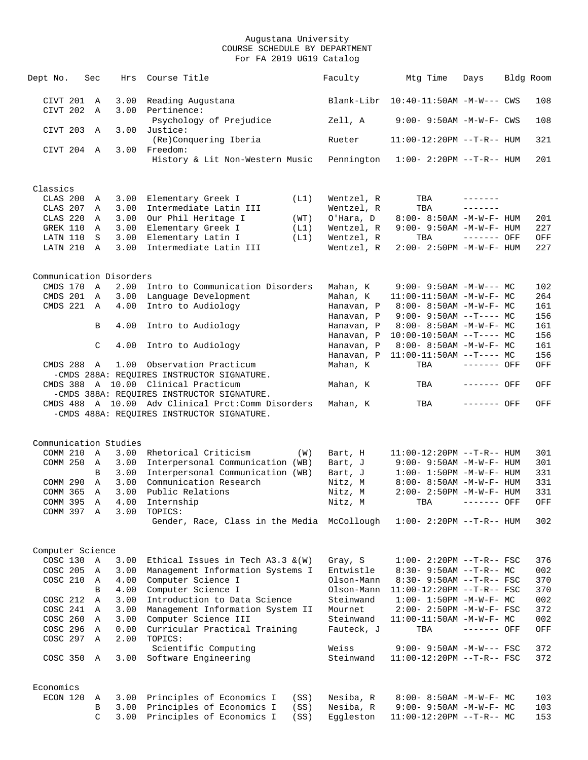Augustana University
COURSE SCHEDULE BY DEPARTMENT
For FA 2019 UG19 Catalog

| Dept No. | Sec | Hrs | Course Title | | Faculty | Mtg Time | Days | Bldg | Room |
|---|---|---|---|---|---|---|---|---|---|
| CIVT 201 | A | 3.00 | Reading Augustana | | Blank-Libr | 10:40-11:50AM | -M-W--- | CWS | 108 |
| CIVT 202 | A | 3.00 | Pertinence: | | | | | | |
| | | | Psychology of Prejudice | | Zell, A | 9:00- 9:50AM | -M-W-F- | CWS | 108 |
| CIVT 203 | A | 3.00 | Justice: | | | | | | |
| | | | (Re)Conquering Iberia | | Rueter | 11:00-12:20PM | --T-R-- | HUM | 321 |
| CIVT 204 | A | 3.00 | Freedom: | | | | | | |
| | | | History & Lit Non-Western Music | | Pennington | 1:00- 2:20PM | --T-R-- | HUM | 201 |

## Classics

| Dept No. | Sec | Hrs | Course Title | | Faculty | Mtg Time | Days | Bldg | Room |
|---|---|---|---|---|---|---|---|---|---|
| CLAS 200 | A | 3.00 | Elementary Greek I | (L1) | Wentzel, R | TBA | ------- | | |
| CLAS 207 | A | 3.00 | Intermediate Latin III | | Wentzel, R | TBA | ------- | | |
| CLAS 220 | A | 3.00 | Our Phil Heritage I | (WT) | O'Hara, D | 8:00- 8:50AM | -M-W-F- | HUM | 201 |
| GREK 110 | A | 3.00 | Elementary Greek I | (L1) | Wentzel, R | 9:00- 9:50AM | -M-W-F- | HUM | 227 |
| LATN 110 | S | 3.00 | Elementary Latin I | (L1) | Wentzel, R | TBA | ------- | OFF | OFF |
| LATN 210 | A | 3.00 | Intermediate Latin III | | Wentzel, R | 2:00- 2:50PM | -M-W-F- | HUM | 227 |

## Communication Disorders

| Dept No. | Sec | Hrs | Course Title | | Faculty | Mtg Time | Days | Bldg | Room |
|---|---|---|---|---|---|---|---|---|---|
| CMDS 170 | A | 2.00 | Intro to Communication Disorders | | Mahan, K | 9:00- 9:50AM | -M-W--- | MC | 102 |
| CMDS 201 | A | 3.00 | Language Development | | Mahan, K | 11:00-11:50AM | -M-W-F- | MC | 264 |
| CMDS 221 | A | 4.00 | Intro to Audiology | | Hanavan, P | 8:00- 8:50AM | -M-W-F- | MC | 161 |
| | | | | | Hanavan, P | 9:00- 9:50AM | --T---- | MC | 156 |
| | B | 4.00 | Intro to Audiology | | Hanavan, P | 8:00- 8:50AM | -M-W-F- | MC | 161 |
| | | | | | Hanavan, P | 10:00-10:50AM | --T---- | MC | 156 |
| | C | 4.00 | Intro to Audiology | | Hanavan, P | 8:00- 8:50AM | -M-W-F- | MC | 161 |
| | | | | | Hanavan, P | 11:00-11:50AM | --T---- | MC | 156 |
| CMDS 288 | A | 1.00 | Observation Practicum | | Mahan, K | TBA | ------- | OFF | OFF |
| | | | -CMDS 288A: REQUIRES INSTRUCTOR SIGNATURE. | | | | | | |
| CMDS 388 | A | 10.00 | Clinical Practicum | | Mahan, K | TBA | ------- | OFF | OFF |
| | | | -CMDS 388A: REQUIRES INSTRUCTOR SIGNATURE. | | | | | | |
| CMDS 488 | A | 10.00 | Adv Clinical Prct:Comm Disorders | | Mahan, K | TBA | ------- | OFF | OFF |
| | | | -CMDS 488A: REQUIRES INSTRUCTOR SIGNATURE. | | | | | | |

## Communication Studies

| Dept No. | Sec | Hrs | Course Title | | Faculty | Mtg Time | Days | Bldg | Room |
|---|---|---|---|---|---|---|---|---|---|
| COMM 210 | A | 3.00 | Rhetorical Criticism | (W) | Bart, H | 11:00-12:20PM | --T-R-- | HUM | 301 |
| COMM 250 | A | 3.00 | Interpersonal Communication | (WB) | Bart, J | 9:00- 9:50AM | -M-W-F- | HUM | 301 |
| | B | 3.00 | Interpersonal Communication | (WB) | Bart, J | 1:00- 1:50PM | -M-W-F- | HUM | 331 |
| COMM 290 | A | 3.00 | Communication Research | | Nitz, M | 8:00- 8:50AM | -M-W-F- | HUM | 331 |
| COMM 365 | A | 3.00 | Public Relations | | Nitz, M | 2:00- 2:50PM | -M-W-F- | HUM | 331 |
| COMM 395 | A | 4.00 | Internship | | Nitz, M | TBA | ------- | OFF | OFF |
| COMM 397 | A | 3.00 | TOPICS: | | | | | | |
| | | | Gender, Race, Class in the Media | | McCollough | 1:00- 2:20PM | --T-R-- | HUM | 302 |

## Computer Science

| Dept No. | Sec | Hrs | Course Title | | Faculty | Mtg Time | Days | Bldg | Room |
|---|---|---|---|---|---|---|---|---|---|
| COSC 130 | A | 3.00 | Ethical Issues in Tech A3.3 &(W) | | Gray, S | 1:00- 2:20PM | --T-R-- | FSC | 376 |
| COSC 205 | A | 3.00 | Management Information Systems I | | Entwistle | 8:30- 9:50AM | --T-R-- | MC | 002 |
| COSC 210 | A | 4.00 | Computer Science I | | Olson-Mann | 8:30- 9:50AM | --T-R-- | FSC | 370 |
| | B | 4.00 | Computer Science I | | Olson-Mann | 11:00-12:20PM | --T-R-- | FSC | 370 |
| COSC 212 | A | 3.00 | Introduction to Data Science | | Steinwand | 1:00- 1:50PM | -M-W-F- | MC | 002 |
| COSC 241 | A | 3.00 | Management Information System II | | Mournet | 2:00- 2:50PM | -M-W-F- | FSC | 372 |
| COSC 260 | A | 3.00 | Computer Science III | | Steinwand | 11:00-11:50AM | -M-W-F- | MC | 002 |
| COSC 296 | A | 0.00 | Curricular Practical Training | | Fauteck, J | TBA | ------- | OFF | OFF |
| COSC 297 | A | 2.00 | TOPICS: | | | | | | |
| | | | Scientific Computing | | Weiss | 9:00- 9:50AM | -M-W--- | FSC | 372 |
| COSC 350 | A | 3.00 | Software Engineering | | Steinwand | 11:00-12:20PM | --T-R-- | FSC | 372 |

## Economics

| Dept No. | Sec | Hrs | Course Title | | Faculty | Mtg Time | Days | Bldg | Room |
|---|---|---|---|---|---|---|---|---|---|
| ECON 120 | A | 3.00 | Principles of Economics I | (SS) | Nesiba, R | 8:00- 8:50AM | -M-W-F- | MC | 103 |
| | B | 3.00 | Principles of Economics I | (SS) | Nesiba, R | 9:00- 9:50AM | -M-W-F- | MC | 103 |
| | C | 3.00 | Principles of Economics I | (SS) | Eggleston | 11:00-12:20PM | --T-R-- | MC | 153 |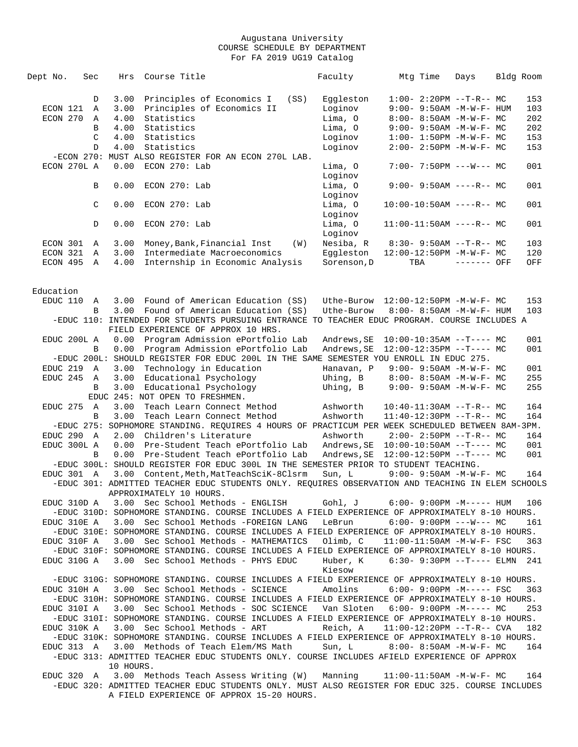Augustana University
COURSE SCHEDULE BY DEPARTMENT
For FA 2019 UG19 Catalog

| Dept No. | Sec | Hrs | Course Title | Faculty | Mtg Time | Days | Bldg | Room |
|---|---|---|---|---|---|---|---|---|
| | D | 3.00 | Principles of Economics I (SS) | Eggleston | 1:00- 2:20PM | --T-R-- | MC | 153 |
| ECON 121 | A | 3.00 | Principles of Economics II | Loginov | 9:00- 9:50AM | -M-W-F- | HUM | 103 |
| ECON 270 | A | 4.00 | Statistics | Lima, O | 8:00- 8:50AM | -M-W-F- | MC | 202 |
| | B | 4.00 | Statistics | Lima, O | 9:00- 9:50AM | -M-W-F- | MC | 202 |
| | C | 4.00 | Statistics | Loginov | 1:00- 1:50PM | -M-W-F- | MC | 153 |
| | D | 4.00 | Statistics | Loginov | 2:00- 2:50PM | -M-W-F- | MC | 153 |
| -ECON 270: MUST ALSO REGISTER FOR AN ECON 270L LAB. | | | | | | | | |
| ECON 270L | A | 0.00 | ECON 270: Lab | Lima, O; Loginov | 7:00- 7:50PM | ---W--- | MC | 001 |
| | B | 0.00 | ECON 270: Lab | Lima, O; Loginov | 9:00- 9:50AM | ----R-- | MC | 001 |
| | C | 0.00 | ECON 270: Lab | Lima, O; Loginov | 10:00-10:50AM | ----R-- | MC | 001 |
| | D | 0.00 | ECON 270: Lab | Lima, O; Loginov | 11:00-11:50AM | ----R-- | MC | 001 |
| ECON 301 | A | 3.00 | Money,Bank,Financial Inst (W) | Nesiba, R | 8:30- 9:50AM | --T-R-- | MC | 103 |
| ECON 321 | A | 3.00 | Intermediate Macroeconomics | Eggleston | 12:00-12:50PM | -M-W-F- | MC | 120 |
| ECON 495 | A | 4.00 | Internship in Economic Analysis | Sorenson,D | TBA | ------- | OFF | OFF |

Education

| Dept No. | Sec | Hrs | Course Title | Faculty | Mtg Time | Days | Bldg | Room |
|---|---|---|---|---|---|---|---|---|
| EDUC 110 | A | 3.00 | Found of American Education (SS) | Uthe-Burow | 12:00-12:50PM | -M-W-F- | MC | 153 |
| | B | 3.00 | Found of American Education (SS) | Uthe-Burow | 8:00- 8:50AM | -M-W-F- | HUM | 103 |
| -EDUC 110: INTENDED FOR STUDENTS PURSUING ENTRANCE TO TEACHER EDUC PROGRAM. COURSE INCLUDES A FIELD EXPERIENCE OF APPROX 10 HRS. | | | | | | | | |
| EDUC 200L | A | 0.00 | Program Admission ePortfolio Lab | Andrews,SE | 10:00-10:35AM | --T---- | MC | 001 |
| | B | 0.00 | Program Admission ePortfolio Lab | Andrews,SE | 12:00-12:35PM | --T---- | MC | 001 |
| -EDUC 200L: SHOULD REGISTER FOR EDUC 200L IN THE SAME SEMESTER YOU ENROLL IN EDUC 275. | | | | | | | | |
| EDUC 219 | A | 3.00 | Technology in Education | Hanavan, P | 9:00- 9:50AM | -M-W-F- | MC | 001 |
| EDUC 245 | A | 3.00 | Educational Psychology | Uhing, B | 8:00- 8:50AM | -M-W-F- | MC | 255 |
| | B | 3.00 | Educational Psychology | Uhing, B | 9:00- 9:50AM | -M-W-F- | MC | 255 |
| EDUC 245: NOT OPEN TO FRESHMEN. | | | | | | | | |
| EDUC 275 | A | 3.00 | Teach Learn Connect Method | Ashworth | 10:40-11:30AM | --T-R-- | MC | 164 |
| | B | 3.00 | Teach Learn Connect Method | Ashworth | 11:40-12:30PM | --T-R-- | MC | 164 |
| -EDUC 275: SOPHOMORE STANDING. REQUIRES 4 HOURS OF PRACTICUM PER WEEK SCHEDULED BETWEEN 8AM-3PM. | | | | | | | | |
| EDUC 290 | A | 2.00 | Children's Literature | Ashworth | 2:00- 2:50PM | --T-R-- | MC | 164 |
| EDUC 300L | A | 0.00 | Pre-Student Teach ePortfolio Lab | Andrews,SE | 10:00-10:50AM | --T---- | MC | 001 |
| | B | 0.00 | Pre-Student Teach ePortfolio Lab | Andrews,SE | 12:00-12:50PM | --T---- | MC | 001 |
| -EDUC 300L: SHOULD REGISTER FOR EDUC 300L IN THE SEMESTER PRIOR TO STUDENT TEACHING. | | | | | | | | |
| EDUC 301 | A | 3.00 | Content,Meth,MatTeachSciK-8Clsrm | Sun, L | 9:00- 9:50AM | -M-W-F- | MC | 164 |
| -EDUC 301: ADMITTED TEACHER EDUC STUDENTS ONLY. REQUIRES OBSERVATION AND TEACHING IN ELEM SCHOOLS APPROXIMATELY 10 HOURS. | | | | | | | | |
| EDUC 310D | A | 3.00 | Sec School Methods - ENGLISH | Gohl, J | 6:00- 9:00PM | -M----- | HUM | 106 |
| -EDUC 310D: SOPHOMORE STANDING. COURSE INCLUDES A FIELD EXPERIENCE OF APPROXIMATELY 8-10 HOURS. | | | | | | | | |
| EDUC 310E | A | 3.00 | Sec School Methods -FOREIGN LANG | LeBrun | 6:00- 9:00PM | ---W--- | MC | 161 |
| -EDUC 310E: SOPHOMORE STANDING. COURSE INCLUDES A FIELD EXPERIENCE OF APPROXIMATELY 8-10 HOURS. | | | | | | | | |
| EDUC 310F | A | 3.00 | Sec School Methods - MATHEMATICS | Olimb, C | 11:00-11:50AM | -M-W-F- | FSC | 363 |
| -EDUC 310F: SOPHOMORE STANDING. COURSE INCLUDES A FIELD EXPERIENCE OF APPROXIMATELY 8-10 HOURS. | | | | | | | | |
| EDUC 310G | A | 3.00 | Sec School Methods - PHYS EDUC | Huber, K; Kiesow | 6:30- 9:30PM | --T---- | ELMN | 241 |
| -EDUC 310G: SOPHOMORE STANDING. COURSE INCLUDES A FIELD EXPERIENCE OF APPROXIMATELY 8-10 HOURS. | | | | | | | | |
| EDUC 310H | A | 3.00 | Sec School Methods - SCIENCE | Amolins | 6:00- 9:00PM | -M----- | FSC | 363 |
| -EDUC 310H: SOPHOMORE STANDING. COURSE INCLUDES A FIELD EXPERIENCE OF APPROXIMATELY 8-10 HOURS. | | | | | | | | |
| EDUC 310I | A | 3.00 | Sec School Methods - SOC SCIENCE | Van Sloten | 6:00- 9:00PM | -M----- | MC | 253 |
| -EDUC 310I: SOPHOMORE STANDING. COURSE INCLUDES A FIELD EXPERIENCE OF APPROXIMATELY 8-10 HOURS. | | | | | | | | |
| EDUC 310K | A | 3.00 | Sec School Methods - ART | Reich, A | 11:00-12:20PM | --T-R-- | CVA | 182 |
| -EDUC 310K: SOPHOMORE STANDING. COURSE INCLUDES A FIELD EXPERIENCE OF APPROXIMATELY 8-10 HOURS. | | | | | | | | |
| EDUC 313 | A | 3.00 | Methods of Teach Elem/MS Math | Sun, L | 8:00- 8:50AM | -M-W-F- | MC | 164 |
| -EDUC 313: ADMITTED TEACHER EDUC STUDENTS ONLY. COURSE INCLUDES AFIELD EXPERIENCE OF APPROX 10 HOURS. | | | | | | | | |
| EDUC 320 | A | 3.00 | Methods Teach Assess Writing (W) | Manning | 11:00-11:50AM | -M-W-F- | MC | 164 |
| -EDUC 320: ADMITTED TEACHER EDUC STUDENTS ONLY. MUST ALSO REGISTER FOR EDUC 325. COURSE INCLUDES A FIELD EXPERIENCE OF APPROX 15-20 HOURS. | | | | | | | | |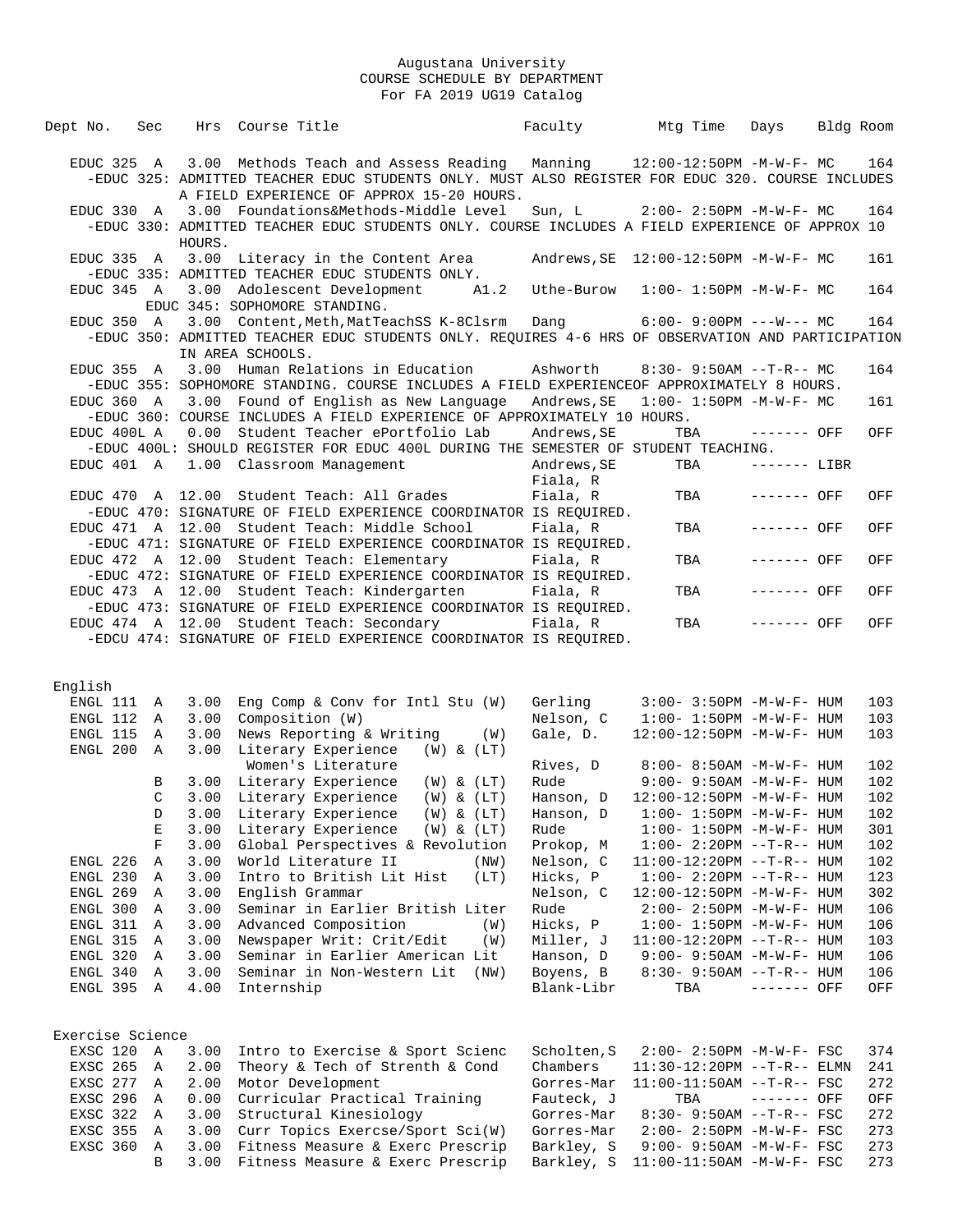Augustana University
COURSE SCHEDULE BY DEPARTMENT
For FA 2019 UG19 Catalog

| Dept No. | Sec | Hrs | Course Title | Faculty | Mtg Time | Days | Bldg | Room |
|---|---|---|---|---|---|---|---|---|
| EDUC 325 | A | 3.00 | Methods Teach and Assess Reading | Manning | 12:00-12:50PM | -M-W-F- | MC | 164 |
| -EDUC 325: ADMITTED TEACHER EDUC STUDENTS ONLY. MUST ALSO REGISTER FOR EDUC 320. COURSE INCLUDES A FIELD EXPERIENCE OF APPROX 15-20 HOURS. | | | | | | | | |
| EDUC 330 | A | 3.00 | Foundations&Methods-Middle Level | Sun, L | 2:00- 2:50PM | -M-W-F- | MC | 164 |
| -EDUC 330: ADMITTED TEACHER EDUC STUDENTS ONLY. COURSE INCLUDES A FIELD EXPERIENCE OF APPROX 10 HOURS. | | | | | | | | |
| EDUC 335 | A | 3.00 | Literacy in the Content Area | Andrews,SE | 12:00-12:50PM | -M-W-F- | MC | 161 |
| -EDUC 335: ADMITTED TEACHER EDUC STUDENTS ONLY. | | | | | | | | |
| EDUC 345 | A | 3.00 | Adolescent Development A1.2 | Uthe-Burow | 1:00- 1:50PM | -M-W-F- | MC | 164 |
| EDUC 345: SOPHOMORE STANDING. | | | | | | | | |
| EDUC 350 | A | 3.00 | Content,Meth,MatTeachSS K-8Clsrm | Dang | 6:00- 9:00PM | ---W--- | MC | 164 |
| -EDUC 350: ADMITTED TEACHER EDUC STUDENTS ONLY. REQUIRES 4-6 HRS OF OBSERVATION AND PARTICIPATION IN AREA SCHOOLS. | | | | | | | | |
| EDUC 355 | A | 3.00 | Human Relations in Education | Ashworth | 8:30- 9:50AM | --T-R-- | MC | 164 |
| -EDUC 355: SOPHOMORE STANDING. COURSE INCLUDES A FIELD EXPERIENCEOF APPROXIMATELY 8 HOURS. | | | | | | | | |
| EDUC 360 | A | 3.00 | Found of English as New Language | Andrews,SE | 1:00- 1:50PM | -M-W-F- | MC | 161 |
| -EDUC 360: COURSE INCLUDES A FIELD EXPERIENCE OF APPROXIMATELY 10 HOURS. | | | | | | | | |
| EDUC 400L | A | 0.00 | Student Teacher ePortfolio Lab | Andrews,SE | TBA | ------- | OFF | OFF |
| -EDUC 400L: SHOULD REGISTER FOR EDUC 400L DURING THE SEMESTER OF STUDENT TEACHING. | | | | | | | | |
| EDUC 401 | A | 1.00 | Classroom Management | Andrews,SE<br>Fiala, R | TBA | ------- | LIBR | |
| EDUC 470 | A | 12.00 | Student Teach: All Grades | Fiala, R | TBA | ------- | OFF | OFF |
| -EDUC 470: SIGNATURE OF FIELD EXPERIENCE COORDINATOR IS REQUIRED. | | | | | | | | |
| EDUC 471 | A | 12.00 | Student Teach: Middle School | Fiala, R | TBA | ------- | OFF | OFF |
| -EDUC 471: SIGNATURE OF FIELD EXPERIENCE COORDINATOR IS REQUIRED. | | | | | | | | |
| EDUC 472 | A | 12.00 | Student Teach: Elementary | Fiala, R | TBA | ------- | OFF | OFF |
| -EDUC 472: SIGNATURE OF FIELD EXPERIENCE COORDINATOR IS REQUIRED. | | | | | | | | |
| EDUC 473 | A | 12.00 | Student Teach: Kindergarten | Fiala, R | TBA | ------- | OFF | OFF |
| -EDUC 473: SIGNATURE OF FIELD EXPERIENCE COORDINATOR IS REQUIRED. | | | | | | | | |
| EDUC 474 | A | 12.00 | Student Teach: Secondary | Fiala, R | TBA | ------- | OFF | OFF |
| -EDCU 474: SIGNATURE OF FIELD EXPERIENCE COORDINATOR IS REQUIRED. | | | | | | | | |

## English

| Dept No. | Sec | Hrs | Course Title | Faculty | Mtg Time | Days | Bldg | Room |
|---|---|---|---|---|---|---|---|---|
| ENGL 111 | A | 3.00 | Eng Comp & Conv for Intl Stu (W) | Gerling | 3:00- 3:50PM | -M-W-F- | HUM | 103 |
| ENGL 112 | A | 3.00 | Composition (W) | Nelson, C | 1:00- 1:50PM | -M-W-F- | HUM | 103 |
| ENGL 115 | A | 3.00 | News Reporting & Writing (W) | Gale, D. | 12:00-12:50PM | -M-W-F- | HUM | 103 |
| ENGL 200 | A | 3.00 | Literary Experience (W) & (LT)<br>Women's Literature | Rives, D | 8:00- 8:50AM | -M-W-F- | HUM | 102 |
| | B | 3.00 | Literary Experience (W) & (LT) | Rude | 9:00- 9:50AM | -M-W-F- | HUM | 102 |
| | C | 3.00 | Literary Experience (W) & (LT) | Hanson, D | 12:00-12:50PM | -M-W-F- | HUM | 102 |
| | D | 3.00 | Literary Experience (W) & (LT) | Hanson, D | 1:00- 1:50PM | -M-W-F- | HUM | 102 |
| | E | 3.00 | Literary Experience (W) & (LT) | Rude | 1:00- 1:50PM | -M-W-F- | HUM | 301 |
| | F | 3.00 | Global Perspectives & Revolution | Prokop, M | 1:00- 2:20PM | --T-R-- | HUM | 102 |
| ENGL 226 | A | 3.00 | World Literature II (NW) | Nelson, C | 11:00-12:20PM | --T-R-- | HUM | 102 |
| ENGL 230 | A | 3.00 | Intro to British Lit Hist (LT) | Hicks, P | 1:00- 2:20PM | --T-R-- | HUM | 123 |
| ENGL 269 | A | 3.00 | English Grammar | Nelson, C | 12:00-12:50PM | -M-W-F- | HUM | 302 |
| ENGL 300 | A | 3.00 | Seminar in Earlier British Liter | Rude | 2:00- 2:50PM | -M-W-F- | HUM | 106 |
| ENGL 311 | A | 3.00 | Advanced Composition (W) | Hicks, P | 1:00- 1:50PM | -M-W-F- | HUM | 106 |
| ENGL 315 | A | 3.00 | Newspaper Writ: Crit/Edit (W) | Miller, J | 11:00-12:20PM | --T-R-- | HUM | 103 |
| ENGL 320 | A | 3.00 | Seminar in Earlier American Lit | Hanson, D | 9:00- 9:50AM | -M-W-F- | HUM | 106 |
| ENGL 340 | A | 3.00 | Seminar in Non-Western Lit (NW) | Boyens, B | 8:30- 9:50AM | --T-R-- | HUM | 106 |
| ENGL 395 | A | 4.00 | Internship | Blank-Libr | TBA | ------- | OFF | OFF |

## Exercise Science

| Dept No. | Sec | Hrs | Course Title | Faculty | Mtg Time | Days | Bldg | Room |
|---|---|---|---|---|---|---|---|---|
| EXSC 120 | A | 3.00 | Intro to Exercise & Sport Scienc | Scholten,S | 2:00- 2:50PM | -M-W-F- | FSC | 374 |
| EXSC 265 | A | 2.00 | Theory & Tech of Strenth & Cond | Chambers | 11:30-12:20PM | --T-R-- | ELMN | 241 |
| EXSC 277 | A | 2.00 | Motor Development | Gorres-Mar | 11:00-11:50AM | --T-R-- | FSC | 272 |
| EXSC 296 | A | 0.00 | Curricular Practical Training | Fauteck, J | TBA | ------- | OFF | OFF |
| EXSC 322 | A | 3.00 | Structural Kinesiology | Gorres-Mar | 8:30- 9:50AM | --T-R-- | FSC | 272 |
| EXSC 355 | A | 3.00 | Curr Topics Exercse/Sport Sci(W) | Gorres-Mar | 2:00- 2:50PM | -M-W-F- | FSC | 273 |
| EXSC 360 | A | 3.00 | Fitness Measure & Exerc Prescrip | Barkley, S | 9:00- 9:50AM | -M-W-F- | FSC | 273 |
| | B | 3.00 | Fitness Measure & Exerc Prescrip | Barkley, S | 11:00-11:50AM | -M-W-F- | FSC | 273 |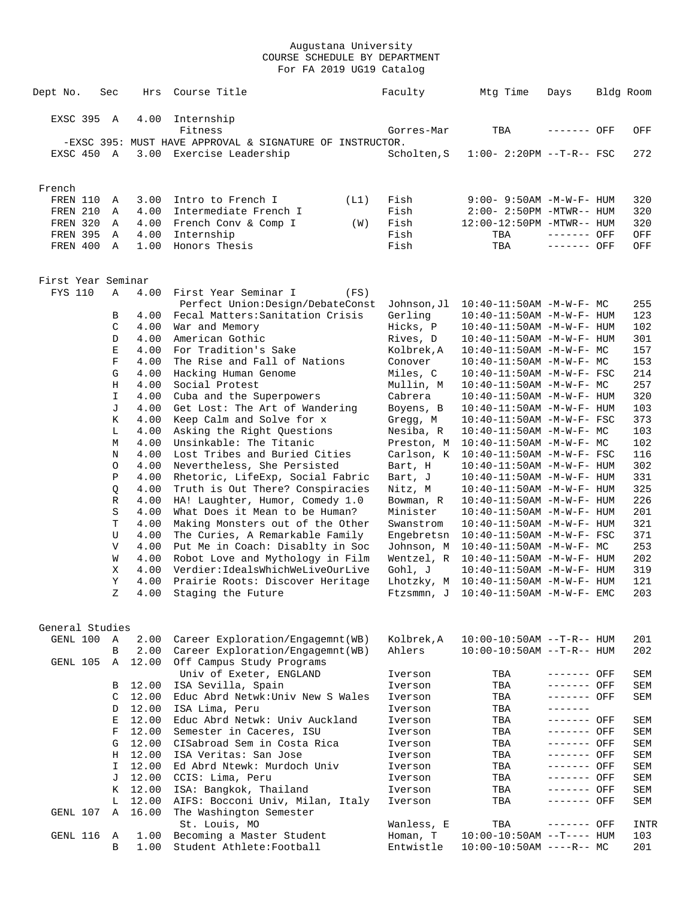Augustana University
COURSE SCHEDULE BY DEPARTMENT
For FA 2019 UG19 Catalog

| Dept No. | Sec | Hrs | Course Title | | Faculty | Mtg Time | Days | Bldg | Room |
|---|---|---|---|---|---|---|---|---|---|
| EXSC 395 | A | 4.00 | Internship | | | | | | |
| | | | Fitness | | Gorres-Mar | TBA | ------- | OFF | OFF |
| -EXSC 395: MUST HAVE APPROVAL & SIGNATURE OF INSTRUCTOR. | | | | | | | | | |
| EXSC 450 | A | 3.00 | Exercise Leadership | | Scholten,S | 1:00- 2:20PM | --T-R-- | FSC | 272 |
| **French** | | | | | | | | | |
| FREN 110 | A | 3.00 | Intro to French I | (L1) | Fish | 9:00- 9:50AM | -M-W-F- | HUM | 320 |
| FREN 210 | A | 4.00 | Intermediate French I | | Fish | 2:00- 2:50PM | -MTWR-- | HUM | 320 |
| FREN 320 | A | 4.00 | French Conv & Comp I | (W) | Fish | 12:00-12:50PM | -MTWR-- | HUM | 320 |
| FREN 395 | A | 4.00 | Internship | | Fish | TBA | ------- | OFF | OFF |
| FREN 400 | A | 1.00 | Honors Thesis | | Fish | TBA | ------- | OFF | OFF |
| **First Year Seminar** | | | | | | | | | |
| FYS 110 | A | 4.00 | First Year Seminar I | (FS) | | | | | |
| | | | Perfect Union:Design/DebateConst | | Johnson,Jl | 10:40-11:50AM | -M-W-F- | MC | 255 |
| | B | 4.00 | Fecal Matters:Sanitation Crisis | | Gerling | 10:40-11:50AM | -M-W-F- | HUM | 123 |
| | C | 4.00 | War and Memory | | Hicks, P | 10:40-11:50AM | -M-W-F- | HUM | 102 |
| | D | 4.00 | American Gothic | | Rives, D | 10:40-11:50AM | -M-W-F- | HUM | 301 |
| | E | 4.00 | For Tradition's Sake | | Kolbrek,A | 10:40-11:50AM | -M-W-F- | MC | 157 |
| | F | 4.00 | The Rise and Fall of Nations | | Conover | 10:40-11:50AM | -M-W-F- | MC | 153 |
| | G | 4.00 | Hacking Human Genome | | Miles, C | 10:40-11:50AM | -M-W-F- | FSC | 214 |
| | H | 4.00 | Social Protest | | Mullin, M | 10:40-11:50AM | -M-W-F- | MC | 257 |
| | I | 4.00 | Cuba and the Superpowers | | Cabrera | 10:40-11:50AM | -M-W-F- | HUM | 320 |
| | J | 4.00 | Get Lost: The Art of Wandering | | Boyens, B | 10:40-11:50AM | -M-W-F- | HUM | 103 |
| | K | 4.00 | Keep Calm and Solve for x | | Gregg, M | 10:40-11:50AM | -M-W-F- | FSC | 373 |
| | L | 4.00 | Asking the Right Questions | | Nesiba, R | 10:40-11:50AM | -M-W-F- | MC | 103 |
| | M | 4.00 | Unsinkable: The Titanic | | Preston, M | 10:40-11:50AM | -M-W-F- | MC | 102 |
| | N | 4.00 | Lost Tribes and Buried Cities | | Carlson, K | 10:40-11:50AM | -M-W-F- | FSC | 116 |
| | O | 4.00 | Nevertheless, She Persisted | | Bart, H | 10:40-11:50AM | -M-W-F- | HUM | 302 |
| | P | 4.00 | Rhetoric, LifeExp, Social Fabric | | Bart, J | 10:40-11:50AM | -M-W-F- | HUM | 331 |
| | Q | 4.00 | Truth is Out There? Conspiracies | | Nitz, M | 10:40-11:50AM | -M-W-F- | HUM | 325 |
| | R | 4.00 | HA! Laughter, Humor, Comedy 1.0 | | Bowman, R | 10:40-11:50AM | -M-W-F- | HUM | 226 |
| | S | 4.00 | What Does it Mean to be Human? | | Minister | 10:40-11:50AM | -M-W-F- | HUM | 201 |
| | T | 4.00 | Making Monsters out of the Other | | Swanstrom | 10:40-11:50AM | -M-W-F- | HUM | 321 |
| | U | 4.00 | The Curies, A Remarkable Family | | Engebretsn | 10:40-11:50AM | -M-W-F- | FSC | 371 |
| | V | 4.00 | Put Me in Coach: Disablty in Soc | | Johnson, M | 10:40-11:50AM | -M-W-F- | MC | 253 |
| | W | 4.00 | Robot Love and Mythology in Film | | Wentzel, R | 10:40-11:50AM | -M-W-F- | HUM | 202 |
| | X | 4.00 | Verdier:IdealsWhichWeLiveOurLive | | Gohl, J | 10:40-11:50AM | -M-W-F- | HUM | 319 |
| | Y | 4.00 | Prairie Roots: Discover Heritage | | Lhotzky, M | 10:40-11:50AM | -M-W-F- | HUM | 121 |
| | Z | 4.00 | Staging the Future | | Ftzsmmn, J | 10:40-11:50AM | -M-W-F- | EMC | 203 |
| **General Studies** | | | | | | | | | |
| GENL 100 | A | 2.00 | Career Exploration/Engagemnt(WB) | | Kolbrek,A | 10:00-10:50AM | --T-R-- | HUM | 201 |
| | B | 2.00 | Career Exploration/Engagemnt(WB) | | Ahlers | 10:00-10:50AM | --T-R-- | HUM | 202 |
| GENL 105 | A | 12.00 | Off Campus Study Programs | | | | | | |
| | | | Univ of Exeter, ENGLAND | | Iverson | TBA | ------- | OFF | SEM |
| | B | 12.00 | ISA Sevilla, Spain | | Iverson | TBA | ------- | OFF | SEM |
| | C | 12.00 | Educ Abrd Netwk:Univ New S Wales | | Iverson | TBA | ------- | OFF | SEM |
| | D | 12.00 | ISA Lima, Peru | | Iverson | TBA | ------- | | |
| | E | 12.00 | Educ Abrd Netwk: Univ Auckland | | Iverson | TBA | ------- | OFF | SEM |
| | F | 12.00 | Semester in Caceres, ISU | | Iverson | TBA | ------- | OFF | SEM |
| | G | 12.00 | CISabroad Sem in Costa Rica | | Iverson | TBA | ------- | OFF | SEM |
| | H | 12.00 | ISA Veritas: San Jose | | Iverson | TBA | ------- | OFF | SEM |
| | I | 12.00 | Ed Abrd Ntewk: Murdoch Univ | | Iverson | TBA | ------- | OFF | SEM |
| | J | 12.00 | CCIS: Lima, Peru | | Iverson | TBA | ------- | OFF | SEM |
| | K | 12.00 | ISA: Bangkok, Thailand | | Iverson | TBA | ------- | OFF | SEM |
| | L | 12.00 | AIFS: Bocconi Univ, Milan, Italy | | Iverson | TBA | ------- | OFF | SEM |
| GENL 107 | A | 16.00 | The Washington Semester | | | | | | |
| | | | St. Louis, MO | | Wanless, E | TBA | ------- | OFF | INTR |
| GENL 116 | A | 1.00 | Becoming a Master Student | | Homan, T | 10:00-10:50AM | --T---- | HUM | 103 |
| | B | 1.00 | Student Athlete:Football | | Entwistle | 10:00-10:50AM | ----R-- | MC | 201 |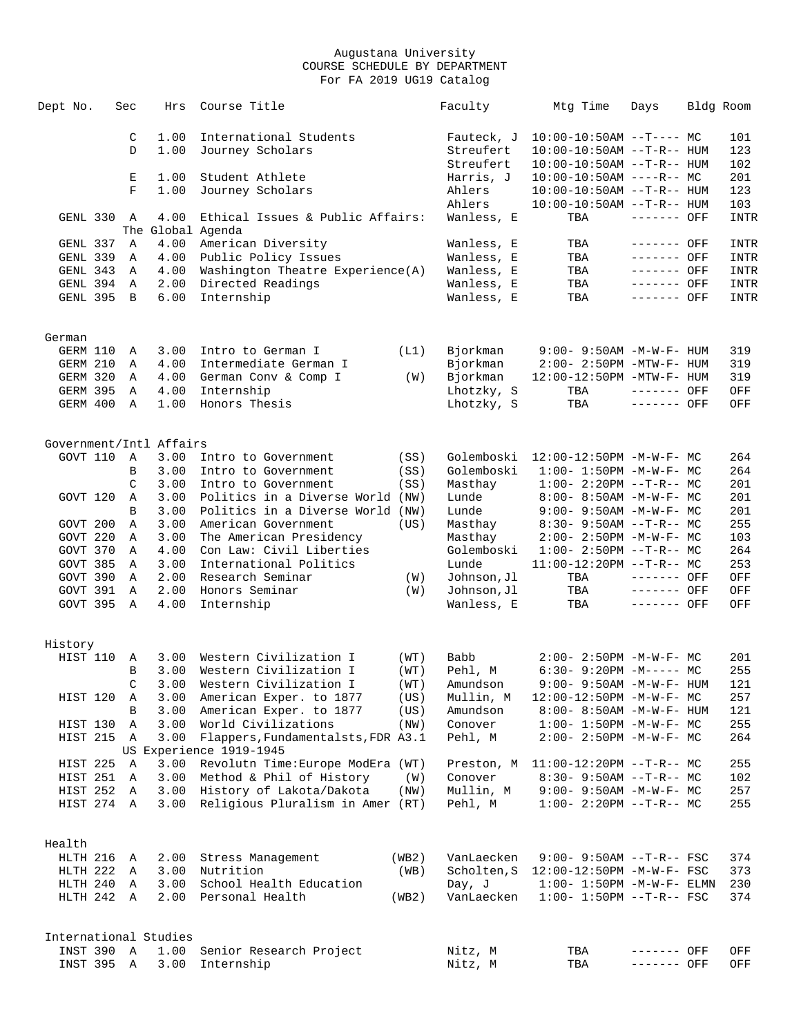Augustana University
COURSE SCHEDULE BY DEPARTMENT
For FA 2019 UG19 Catalog

| Dept No. | Sec | Hrs | Course Title | | Faculty | Mtg Time | Days | Bldg | Room |
|---|---|---|---|---|---|---|---|---|---|
| | C | 1.00 | International Students | | Fauteck, J | 10:00-10:50AM | --T---- | MC | 101 |
| | D | 1.00 | Journey Scholars | | Streufert | 10:00-10:50AM | --T-R-- | HUM | 123 |
| | | | | | Streufert | 10:00-10:50AM | --T-R-- | HUM | 102 |
| | E | 1.00 | Student Athlete | | Harris, J | 10:00-10:50AM | ----R-- | MC | 201 |
| | F | 1.00 | Journey Scholars | | Ahlers | 10:00-10:50AM | --T-R-- | HUM | 123 |
| | | | | | Ahlers | 10:00-10:50AM | --T-R-- | HUM | 103 |
| GENL 330 | A | 4.00 | Ethical Issues & Public Affairs: The Global Agenda | | Wanless, E | TBA | ------- | OFF | INTR |
| GENL 337 | A | 4.00 | American Diversity | | Wanless, E | TBA | ------- | OFF | INTR |
| GENL 339 | A | 4.00 | Public Policy Issues | | Wanless, E | TBA | ------- | OFF | INTR |
| GENL 343 | A | 4.00 | Washington Theatre Experience(A) | | Wanless, E | TBA | ------- | OFF | INTR |
| GENL 394 | A | 2.00 | Directed Readings | | Wanless, E | TBA | ------- | OFF | INTR |
| GENL 395 | B | 6.00 | Internship | | Wanless, E | TBA | ------- | OFF | INTR |

## German

| Dept No. | Sec | Hrs | Course Title | | Faculty | Mtg Time | Days | Bldg | Room |
|---|---|---|---|---|---|---|---|---|---|
| GERM 110 | A | 3.00 | Intro to German I | (L1) | Bjorkman | 9:00- 9:50AM | -M-W-F- | HUM | 319 |
| GERM 210 | A | 4.00 | Intermediate German I | | Bjorkman | 2:00- 2:50PM | -MTW-F- | HUM | 319 |
| GERM 320 | A | 4.00 | German Conv & Comp I | (W) | Bjorkman | 12:00-12:50PM | -MTW-F- | HUM | 319 |
| GERM 395 | A | 4.00 | Internship | | Lhotzky, S | TBA | ------- | OFF | OFF |
| GERM 400 | A | 1.00 | Honors Thesis | | Lhotzky, S | TBA | ------- | OFF | OFF |

## Government/Intl Affairs

| Dept No. | Sec | Hrs | Course Title | | Faculty | Mtg Time | Days | Bldg | Room |
|---|---|---|---|---|---|---|---|---|---|
| GOVT 110 | A | 3.00 | Intro to Government | (SS) | Golemboski | 12:00-12:50PM | -M-W-F- | MC | 264 |
| | B | 3.00 | Intro to Government | (SS) | Golemboski | 1:00- 1:50PM | -M-W-F- | MC | 264 |
| | C | 3.00 | Intro to Government | (SS) | Masthay | 1:00- 2:20PM | --T-R-- | MC | 201 |
| GOVT 120 | A | 3.00 | Politics in a Diverse World | (NW) | Lunde | 8:00- 8:50AM | -M-W-F- | MC | 201 |
| | B | 3.00 | Politics in a Diverse World | (NW) | Lunde | 9:00- 9:50AM | -M-W-F- | MC | 201 |
| GOVT 200 | A | 3.00 | American Government | (US) | Masthay | 8:30- 9:50AM | --T-R-- | MC | 255 |
| GOVT 220 | A | 3.00 | The American Presidency | | Masthay | 2:00- 2:50PM | -M-W-F- | MC | 103 |
| GOVT 370 | A | 4.00 | Con Law: Civil Liberties | | Golemboski | 1:00- 2:50PM | --T-R-- | MC | 264 |
| GOVT 385 | A | 3.00 | International Politics | | Lunde | 11:00-12:20PM | --T-R-- | MC | 253 |
| GOVT 390 | A | 2.00 | Research Seminar | (W) | Johnson,Jl | TBA | ------- | OFF | OFF |
| GOVT 391 | A | 2.00 | Honors Seminar | (W) | Johnson,Jl | TBA | ------- | OFF | OFF |
| GOVT 395 | A | 4.00 | Internship | | Wanless, E | TBA | ------- | OFF | OFF |

## History

| Dept No. | Sec | Hrs | Course Title | | Faculty | Mtg Time | Days | Bldg | Room |
|---|---|---|---|---|---|---|---|---|---|
| HIST 110 | A | 3.00 | Western Civilization I | (WT) | Babb | 2:00- 2:50PM | -M-W-F- | MC | 201 |
| | B | 3.00 | Western Civilization I | (WT) | Pehl, M | 6:30- 9:20PM | -M----- | MC | 255 |
| | C | 3.00 | Western Civilization I | (WT) | Amundson | 9:00- 9:50AM | -M-W-F- | HUM | 121 |
| HIST 120 | A | 3.00 | American Exper. to 1877 | (US) | Mullin, M | 12:00-12:50PM | -M-W-F- | MC | 257 |
| | B | 3.00 | American Exper. to 1877 | (US) | Amundson | 8:00- 8:50AM | -M-W-F- | HUM | 121 |
| HIST 130 | A | 3.00 | World Civilizations | (NW) | Conover | 1:00- 1:50PM | -M-W-F- | MC | 255 |
| HIST 215 | A | 3.00 | Flappers,Fundamentalsts,FDR US Experience 1919-1945 | A3.1 | Pehl, M | 2:00- 2:50PM | -M-W-F- | MC | 264 |
| HIST 225 | A | 3.00 | Revolutn Time:Europe ModEra | (WT) | Preston, M | 11:00-12:20PM | --T-R-- | MC | 255 |
| HIST 251 | A | 3.00 | Method & Phil of History | (W) | Conover | 8:30- 9:50AM | --T-R-- | MC | 102 |
| HIST 252 | A | 3.00 | History of Lakota/Dakota | (NW) | Mullin, M | 9:00- 9:50AM | -M-W-F- | MC | 257 |
| HIST 274 | A | 3.00 | Religious Pluralism in Amer | (RT) | Pehl, M | 1:00- 2:20PM | --T-R-- | MC | 255 |

## Health

| Dept No. | Sec | Hrs | Course Title | | Faculty | Mtg Time | Days | Bldg | Room |
|---|---|---|---|---|---|---|---|---|---|
| HLTH 216 | A | 2.00 | Stress Management | (WB2) | VanLaecken | 9:00- 9:50AM | --T-R-- | FSC | 374 |
| HLTH 222 | A | 3.00 | Nutrition | (WB) | Scholten,S | 12:00-12:50PM | -M-W-F- | FSC | 373 |
| HLTH 240 | A | 3.00 | School Health Education | | Day, J | 1:00- 1:50PM | -M-W-F- | ELMN | 230 |
| HLTH 242 | A | 2.00 | Personal Health | (WB2) | VanLaecken | 1:00- 1:50PM | --T-R-- | FSC | 374 |

## International Studies

| Dept No. | Sec | Hrs | Course Title | | Faculty | Mtg Time | Days | Bldg | Room |
|---|---|---|---|---|---|---|---|---|---|
| INST 390 | A | 1.00 | Senior Research Project | | Nitz, M | TBA | ------- | OFF | OFF |
| INST 395 | A | 3.00 | Internship | | Nitz, M | TBA | ------- | OFF | OFF |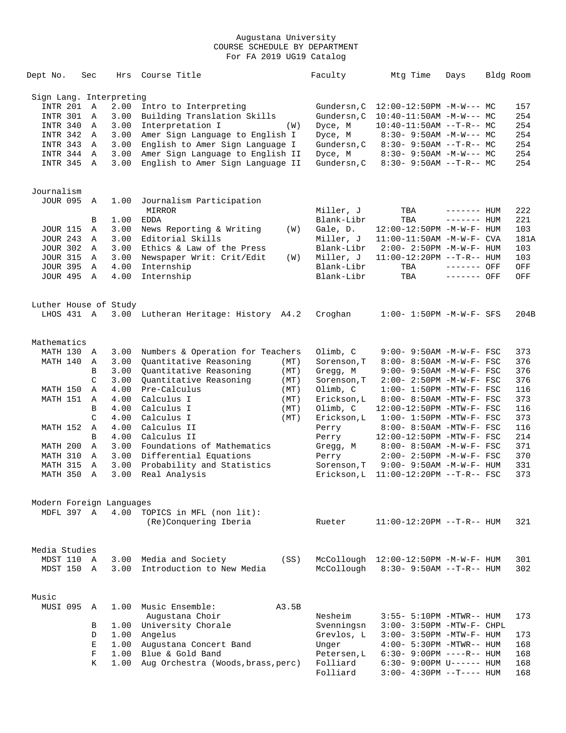# Augustana University
## COURSE SCHEDULE BY DEPARTMENT
### For FA 2019 UG19 Catalog

| Dept No. | Sec | Hrs | Course Title | | Faculty | Mtg Time | Days | Bldg | Room |
|---|---|---|---|---|---|---|---|---|---|
| **Sign Lang. Interpreting** | | | | | | | | | |
| INTR 201 | A | 2.00 | Intro to Interpreting | | Gundersn,C | 12:00-12:50PM | -M-W--- | MC | 157 |
| INTR 301 | A | 3.00 | Building Translation Skills | | Gundersn,C | 10:40-11:50AM | -M-W--- | MC | 254 |
| INTR 340 | A | 3.00 | Interpretation I | (W) | Dyce, M | 10:40-11:50AM | --T-R-- | MC | 254 |
| INTR 342 | A | 3.00 | Amer Sign Language to English I | | Dyce, M | 8:30- 9:50AM | -M-W--- | MC | 254 |
| INTR 343 | A | 3.00 | English to Amer Sign Language I | | Gundersn,C | 8:30- 9:50AM | --T-R-- | MC | 254 |
| INTR 344 | A | 3.00 | Amer Sign Language to English II | | Dyce, M | 8:30- 9:50AM | -M-W--- | MC | 254 |
| INTR 345 | A | 3.00 | English to Amer Sign Language II | | Gundersn,C | 8:30- 9:50AM | --T-R-- | MC | 254 |
| **Journalism** | | | | | | | | | |
| JOUR 095 | A | 1.00 | Journalism Participation MIRROR | | Miller, J | TBA | ------- | HUM | 222 |
| | B | 1.00 | EDDA | | Blank-Libr | TBA | ------- | HUM | 221 |
| JOUR 115 | A | 3.00 | News Reporting & Writing | (W) | Gale, D. | 12:00-12:50PM | -M-W-F- | HUM | 103 |
| JOUR 243 | A | 3.00 | Editorial Skills | | Miller, J | 11:00-11:50AM | -M-W-F- | CVA | 181A |
| JOUR 302 | A | 3.00 | Ethics & Law of the Press | | Blank-Libr | 2:00- 2:50PM | -M-W-F- | HUM | 103 |
| JOUR 315 | A | 3.00 | Newspaper Writ: Crit/Edit | (W) | Miller, J | 11:00-12:20PM | --T-R-- | HUM | 103 |
| JOUR 395 | A | 4.00 | Internship | | Blank-Libr | TBA | ------- | OFF | OFF |
| JOUR 495 | A | 4.00 | Internship | | Blank-Libr | TBA | ------- | OFF | OFF |
| **Luther House of Study** | | | | | | | | | |
| LHOS 431 | A | 3.00 | Lutheran Heritage: History | A4.2 | Croghan | 1:00- 1:50PM | -M-W-F- | SFS | 204B |
| **Mathematics** | | | | | | | | | |
| MATH 130 | A | 3.00 | Numbers & Operation for Teachers | | Olimb, C | 9:00- 9:50AM | -M-W-F- | FSC | 373 |
| MATH 140 | A | 3.00 | Quantitative Reasoning | (MT) | Sorenson,T | 8:00- 8:50AM | -M-W-F- | FSC | 376 |
| | B | 3.00 | Quantitative Reasoning | (MT) | Gregg, M | 9:00- 9:50AM | -M-W-F- | FSC | 376 |
| | C | 3.00 | Quantitative Reasoning | (MT) | Sorenson,T | 2:00- 2:50PM | -M-W-F- | FSC | 376 |
| MATH 150 | A | 4.00 | Pre-Calculus | (MT) | Olimb, C | 1:00- 1:50PM | -MTW-F- | FSC | 116 |
| MATH 151 | A | 4.00 | Calculus I | (MT) | Erickson,L | 8:00- 8:50AM | -MTW-F- | FSC | 373 |
| | B | 4.00 | Calculus I | (MT) | Olimb, C | 12:00-12:50PM | -MTW-F- | FSC | 116 |
| | C | 4.00 | Calculus I | (MT) | Erickson,L | 1:00- 1:50PM | -MTW-F- | FSC | 373 |
| MATH 152 | A | 4.00 | Calculus II | | Perry | 8:00- 8:50AM | -MTW-F- | FSC | 116 |
| | B | 4.00 | Calculus II | | Perry | 12:00-12:50PM | -MTW-F- | FSC | 214 |
| MATH 200 | A | 3.00 | Foundations of Mathematics | | Gregg, M | 8:00- 8:50AM | -M-W-F- | FSC | 371 |
| MATH 310 | A | 3.00 | Differential Equations | | Perry | 2:00- 2:50PM | -M-W-F- | FSC | 370 |
| MATH 315 | A | 3.00 | Probability and Statistics | | Sorenson,T | 9:00- 9:50AM | -M-W-F- | HUM | 331 |
| MATH 350 | A | 3.00 | Real Analysis | | Erickson,L | 11:00-12:20PM | --T-R-- | FSC | 373 |
| **Modern Foreign Languages** | | | | | | | | | |
| MDFL 397 | A | 4.00 | TOPICS in MFL (non lit): (Re)Conquering Iberia | | Rueter | 11:00-12:20PM | --T-R-- | HUM | 321 |
| **Media Studies** | | | | | | | | | |
| MDST 110 | A | 3.00 | Media and Society | (SS) | McCollough | 12:00-12:50PM | -M-W-F- | HUM | 301 |
| MDST 150 | A | 3.00 | Introduction to New Media | | McCollough | 8:30- 9:50AM | --T-R-- | HUM | 302 |
| **Music** | | | | | | | | | |
| MUSI 095 | A | 1.00 | Music Ensemble: Augustana Choir | A3.5B | Nesheim | 3:55- 5:10PM | -MTWR-- | HUM | 173 |
| | B | 1.00 | University Chorale | | Svenningsn | 3:00- 3:50PM | -MTW-F- | CHPL | |
| | D | 1.00 | Angelus | | Grevlos, L | 3:00- 3:50PM | -MTW-F- | HUM | 173 |
| | E | 1.00 | Augustana Concert Band | | Unger | 4:00- 5:30PM | -MTWR-- | HUM | 168 |
| | F | 1.00 | Blue & Gold Band | | Petersen,L | 6:30- 9:00PM | ----R-- | HUM | 168 |
| | K | 1.00 | Aug Orchestra (Woods,brass,perc) | | Folliard | 6:30- 9:00PM | U------ | HUM | 168 |
| | | | | | Folliard | 3:00- 4:30PM | --T---- | HUM | 168 |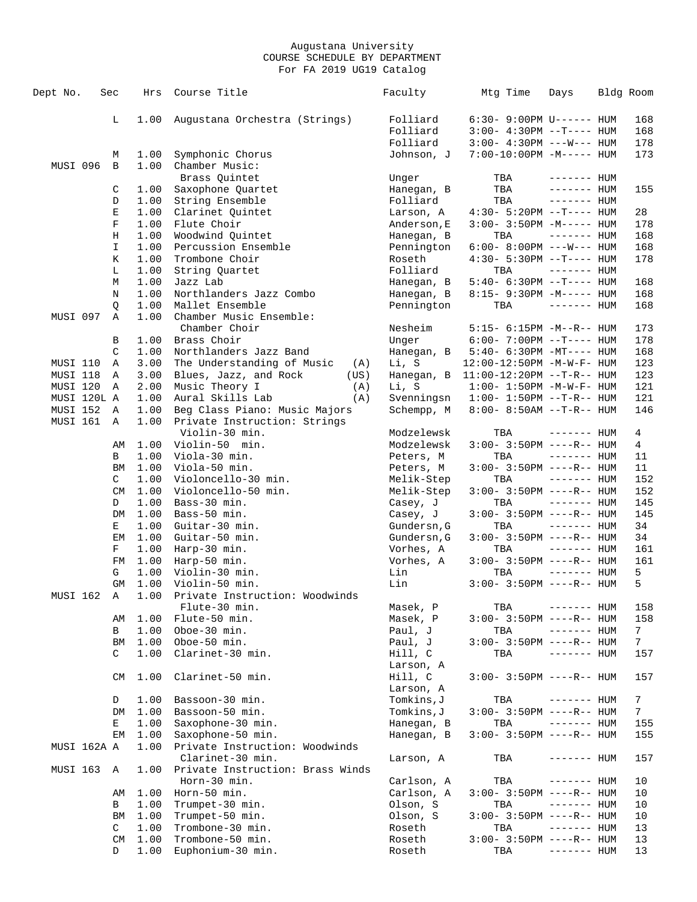Augustana University
COURSE SCHEDULE BY DEPARTMENT
For FA 2019 UG19 Catalog

| Dept No. | Sec | Hrs | Course Title | Faculty | Mtg Time | Days | Bldg | Room |
|---|---|---|---|---|---|---|---|---|
| | L | 1.00 | Augustana Orchestra (Strings) | Folliard | 6:30- 9:00PM | U------ | HUM | 168 |
| | | | | Folliard | 3:00- 4:30PM | --T---- | HUM | 168 |
| | | | | Folliard | 3:00- 4:30PM | ---W--- | HUM | 178 |
| | M | 1.00 | Symphonic Chorus | Johnson, J | 7:00-10:00PM | -M----- | HUM | 173 |
| MUSI 096 | B | 1.00 | Chamber Music: | | | | | |
| | | | Brass Quintet | Unger | TBA | ------- | HUM | |
| | C | 1.00 | Saxophone Quartet | Hanegan, B | TBA | ------- | HUM | 155 |
| | D | 1.00 | String Ensemble | Folliard | TBA | ------- | HUM | |
| | E | 1.00 | Clarinet Quintet | Larson, A | 4:30- 5:20PM | --T---- | HUM | 28 |
| | F | 1.00 | Flute Choir | Anderson,E | 3:00- 3:50PM | -M----- | HUM | 178 |
| | H | 1.00 | Woodwind Quintet | Hanegan, B | TBA | ------- | HUM | 168 |
| | I | 1.00 | Percussion Ensemble | Pennington | 6:00- 8:00PM | ---W--- | HUM | 168 |
| | K | 1.00 | Trombone Choir | Roseth | 4:30- 5:30PM | --T---- | HUM | 178 |
| | L | 1.00 | String Quartet | Folliard | TBA | ------- | HUM | |
| | M | 1.00 | Jazz Lab | Hanegan, B | 5:40- 6:30PM | --T---- | HUM | 168 |
| | N | 1.00 | Northlanders Jazz Combo | Hanegan, B | 8:15- 9:30PM | -M----- | HUM | 168 |
| | Q | 1.00 | Mallet Ensemble | Pennington | TBA | ------- | HUM | 168 |
| MUSI 097 | A | 1.00 | Chamber Music Ensemble: | | | | | |
| | | | Chamber Choir | Nesheim | 5:15- 6:15PM | -M--R-- | HUM | 173 |
| | B | 1.00 | Brass Choir | Unger | 6:00- 7:00PM | --T---- | HUM | 178 |
| | C | 1.00 | Northlanders Jazz Band | Hanegan, B | 5:40- 6:30PM | -MT---- | HUM | 168 |
| MUSI 110 | A | 3.00 | The Understanding of Music (A) | Li, S | 12:00-12:50PM | -M-W-F- | HUM | 123 |
| MUSI 118 | A | 3.00 | Blues, Jazz, and Rock (US) | Hanegan, B | 11:00-12:20PM | --T-R-- | HUM | 123 |
| MUSI 120 | A | 2.00 | Music Theory I (A) | Li, S | 1:00- 1:50PM | -M-W-F- | HUM | 121 |
| MUSI 120L | A | 1.00 | Aural Skills Lab (A) | Svenningsn | 1:00- 1:50PM | --T-R-- | HUM | 121 |
| MUSI 152 | A | 1.00 | Beg Class Piano: Music Majors | Schempp, M | 8:00- 8:50AM | --T-R-- | HUM | 146 |
| MUSI 161 | A | 1.00 | Private Instruction: Strings | | | | | |
| | | | Violin-30 min. | Modzelewsk | TBA | ------- | HUM | 4 |
| | AM | 1.00 | Violin-50 min. | Modzelewsk | 3:00- 3:50PM | ----R-- | HUM | 4 |
| | B | 1.00 | Viola-30 min. | Peters, M | TBA | ------- | HUM | 11 |
| | BM | 1.00 | Viola-50 min. | Peters, M | 3:00- 3:50PM | ----R-- | HUM | 11 |
| | C | 1.00 | Violoncello-30 min. | Melik-Step | TBA | ------- | HUM | 152 |
| | CM | 1.00 | Violoncello-50 min. | Melik-Step | 3:00- 3:50PM | ----R-- | HUM | 152 |
| | D | 1.00 | Bass-30 min. | Casey, J | TBA | ------- | HUM | 145 |
| | DM | 1.00 | Bass-50 min. | Casey, J | 3:00- 3:50PM | ----R-- | HUM | 145 |
| | E | 1.00 | Guitar-30 min. | Gundersn,G | TBA | ------- | HUM | 34 |
| | EM | 1.00 | Guitar-50 min. | Gundersn,G | 3:00- 3:50PM | ----R-- | HUM | 34 |
| | F | 1.00 | Harp-30 min. | Vorhes, A | TBA | ------- | HUM | 161 |
| | FM | 1.00 | Harp-50 min. | Vorhes, A | 3:00- 3:50PM | ----R-- | HUM | 161 |
| | G | 1.00 | Violin-30 min. | Lin | TBA | ------- | HUM | 5 |
| | GM | 1.00 | Violin-50 min. | Lin | 3:00- 3:50PM | ----R-- | HUM | 5 |
| MUSI 162 | A | 1.00 | Private Instruction: Woodwinds | | | | | |
| | | | Flute-30 min. | Masek, P | TBA | ------- | HUM | 158 |
| | AM | 1.00 | Flute-50 min. | Masek, P | 3:00- 3:50PM | ----R-- | HUM | 158 |
| | B | 1.00 | Oboe-30 min. | Paul, J | TBA | ------- | HUM | 7 |
| | BM | 1.00 | Oboe-50 min. | Paul, J | 3:00- 3:50PM | ----R-- | HUM | 7 |
| | C | 1.00 | Clarinet-30 min. | Hill, C | TBA | ------- | HUM | 157 |
| | | | | Larson, A | | | | |
| | CM | 1.00 | Clarinet-50 min. | Hill, C | 3:00- 3:50PM | ----R-- | HUM | 157 |
| | | | | Larson, A | | | | |
| | D | 1.00 | Bassoon-30 min. | Tomkins,J | TBA | ------- | HUM | 7 |
| | DM | 1.00 | Bassoon-50 min. | Tomkins,J | 3:00- 3:50PM | ----R-- | HUM | 7 |
| | E | 1.00 | Saxophone-30 min. | Hanegan, B | TBA | ------- | HUM | 155 |
| | EM | 1.00 | Saxophone-50 min. | Hanegan, B | 3:00- 3:50PM | ----R-- | HUM | 155 |
| MUSI 162A | A | 1.00 | Private Instruction: Woodwinds | | | | | |
| | | | Clarinet-30 min. | Larson, A | TBA | ------- | HUM | 157 |
| MUSI 163 | A | 1.00 | Private Instruction: Brass Winds | | | | | |
| | | | Horn-30 min. | Carlson, A | TBA | ------- | HUM | 10 |
| | AM | 1.00 | Horn-50 min. | Carlson, A | 3:00- 3:50PM | ----R-- | HUM | 10 |
| | B | 1.00 | Trumpet-30 min. | Olson, S | TBA | ------- | HUM | 10 |
| | BM | 1.00 | Trumpet-50 min. | Olson, S | 3:00- 3:50PM | ----R-- | HUM | 10 |
| | C | 1.00 | Trombone-30 min. | Roseth | TBA | ------- | HUM | 13 |
| | CM | 1.00 | Trombone-50 min. | Roseth | 3:00- 3:50PM | ----R-- | HUM | 13 |
| | D | 1.00 | Euphonium-30 min. | Roseth | TBA | ------- | HUM | 13 |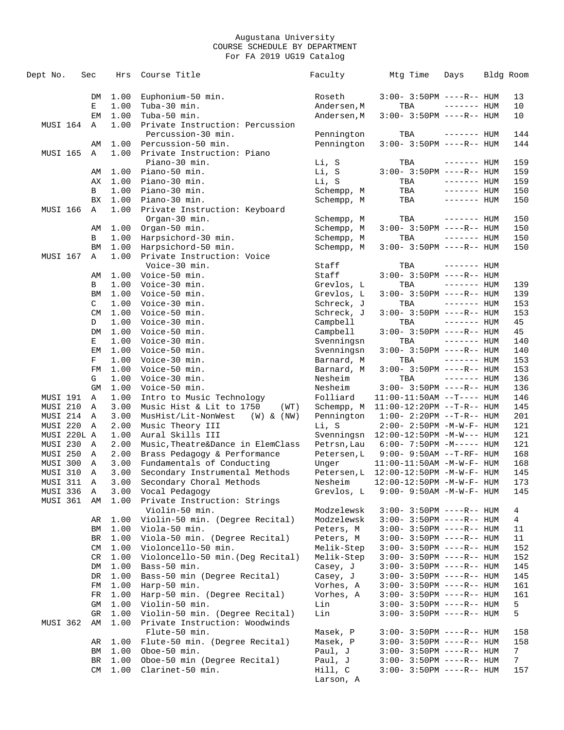Augustana University
COURSE SCHEDULE BY DEPARTMENT
For FA 2019 UG19 Catalog

| Dept No. | Sec | Hrs | Course Title | Faculty | Mtg Time | Days | Bldg | Room |
|---|---|---|---|---|---|---|---|---|
| | DM | 1.00 | Euphonium-50 min. | Roseth | 3:00- 3:50PM | ----R-- | HUM | 13 |
| | E | 1.00 | Tuba-30 min. | Andersen,M | TBA | ------- | HUM | 10 |
| | EM | 1.00 | Tuba-50 min. | Andersen,M | 3:00- 3:50PM | ----R-- | HUM | 10 |
| MUSI 164 | A | 1.00 | Private Instruction: Percussion Percussion-30 min. | Pennington | TBA | ------- | HUM | 144 |
| | AM | 1.00 | Percussion-50 min. | Pennington | 3:00- 3:50PM | ----R-- | HUM | 144 |
| MUSI 165 | A | 1.00 | Private Instruction: Piano Piano-30 min. | Li, S | TBA | ------- | HUM | 159 |
| | AM | 1.00 | Piano-50 min. | Li, S | 3:00- 3:50PM | ----R-- | HUM | 159 |
| | AX | 1.00 | Piano-30 min. | Li, S | TBA | ------- | HUM | 159 |
| | B | 1.00 | Piano-30 min. | Schempp, M | TBA | ------- | HUM | 150 |
| | BX | 1.00 | Piano-30 min. | Schempp, M | TBA | ------- | HUM | 150 |
| MUSI 166 | A | 1.00 | Private Instruction: Keyboard Organ-30 min. | Schempp, M | TBA | ------- | HUM | 150 |
| | AM | 1.00 | Organ-50 min. | Schempp, M | 3:00- 3:50PM | ----R-- | HUM | 150 |
| | B | 1.00 | Harpsichord-30 min. | Schempp, M | TBA | ------- | HUM | 150 |
| | BM | 1.00 | Harpsichord-50 min. | Schempp, M | 3:00- 3:50PM | ----R-- | HUM | 150 |
| MUSI 167 | A | 1.00 | Private Instruction: Voice Voice-30 min. | Staff | TBA | ------- | HUM | |
| | AM | 1.00 | Voice-50 min. | Staff | 3:00- 3:50PM | ----R-- | HUM | |
| | B | 1.00 | Voice-30 min. | Grevlos, L | TBA | ------- | HUM | 139 |
| | BM | 1.00 | Voice-50 min. | Grevlos, L | 3:00- 3:50PM | ----R-- | HUM | 139 |
| | C | 1.00 | Voice-30 min. | Schreck, J | TBA | ------- | HUM | 153 |
| | CM | 1.00 | Voice-50 min. | Schreck, J | 3:00- 3:50PM | ----R-- | HUM | 153 |
| | D | 1.00 | Voice-30 min. | Campbell | TBA | ------- | HUM | 45 |
| | DM | 1.00 | Voice-50 min. | Campbell | 3:00- 3:50PM | ----R-- | HUM | 45 |
| | E | 1.00 | Voice-30 min. | Svenningsn | TBA | ------- | HUM | 140 |
| | EM | 1.00 | Voice-50 min. | Svenningsn | 3:00- 3:50PM | ----R-- | HUM | 140 |
| | F | 1.00 | Voice-30 min. | Barnard, M | TBA | ------- | HUM | 153 |
| | FM | 1.00 | Voice-50 min. | Barnard, M | 3:00- 3:50PM | ----R-- | HUM | 153 |
| | G | 1.00 | Voice-30 min. | Nesheim | TBA | ------- | HUM | 136 |
| | GM | 1.00 | Voice-50 min. | Nesheim | 3:00- 3:50PM | ----R-- | HUM | 136 |
| MUSI 191 | A | 1.00 | Intro to Music Technology | Folliard | 11:00-11:50AM | --T---- | HUM | 146 |
| MUSI 210 | A | 3.00 | Music Hist & Lit to 1750 (WT) | Schempp, M | 11:00-12:20PM | --T-R-- | HUM | 145 |
| MUSI 214 | A | 3.00 | MusHist/Lit-NonWest (W) & (NW) | Pennington | 1:00- 2:20PM | --T-R-- | HUM | 201 |
| MUSI 220 | A | 2.00 | Music Theory III | Li, S | 2:00- 2:50PM | -M-W-F- | HUM | 121 |
| MUSI 220L | A | 1.00 | Aural Skills III | Svenningsn | 12:00-12:50PM | -M-W--- | HUM | 121 |
| MUSI 230 | A | 2.00 | Music,Theatre&Dance in ElemClass | Petrsn,Lau | 6:00- 7:50PM | -M----- | HUM | 121 |
| MUSI 250 | A | 2.00 | Brass Pedagogy & Performance | Petersen,L | 9:00- 9:50AM | --T-RF- | HUM | 168 |
| MUSI 300 | A | 3.00 | Fundamentals of Conducting | Unger | 11:00-11:50AM | -M-W-F- | HUM | 168 |
| MUSI 310 | A | 3.00 | Secondary Instrumental Methods | Petersen,L | 12:00-12:50PM | -M-W-F- | HUM | 145 |
| MUSI 311 | A | 3.00 | Secondary Choral Methods | Nesheim | 12:00-12:50PM | -M-W-F- | HUM | 173 |
| MUSI 336 | A | 3.00 | Vocal Pedagogy | Grevlos, L | 9:00- 9:50AM | -M-W-F- | HUM | 145 |
| MUSI 361 | AM | 1.00 | Private Instruction: Strings Violin-50 min. | Modzelewsk | 3:00- 3:50PM | ----R-- | HUM | 4 |
| | AR | 1.00 | Violin-50 min. (Degree Recital) | Modzelewsk | 3:00- 3:50PM | ----R-- | HUM | 4 |
| | BM | 1.00 | Viola-50 min. | Peters, M | 3:00- 3:50PM | ----R-- | HUM | 11 |
| | BR | 1.00 | Viola-50 min. (Degree Recital) | Peters, M | 3:00- 3:50PM | ----R-- | HUM | 11 |
| | CM | 1.00 | Violoncello-50 min. | Melik-Step | 3:00- 3:50PM | ----R-- | HUM | 152 |
| | CR | 1.00 | Violoncello-50 min.(Deg Recital) | Melik-Step | 3:00- 3:50PM | ----R-- | HUM | 152 |
| | DM | 1.00 | Bass-50 min. | Casey, J | 3:00- 3:50PM | ----R-- | HUM | 145 |
| | DR | 1.00 | Bass-50 min (Degree Recital) | Casey, J | 3:00- 3:50PM | ----R-- | HUM | 145 |
| | FM | 1.00 | Harp-50 min. | Vorhes, A | 3:00- 3:50PM | ----R-- | HUM | 161 |
| | FR | 1.00 | Harp-50 min. (Degree Recital) | Vorhes, A | 3:00- 3:50PM | ----R-- | HUM | 161 |
| | GM | 1.00 | Violin-50 min. | Lin | 3:00- 3:50PM | ----R-- | HUM | 5 |
| | GR | 1.00 | Violin-50 min. (Degree Recital) | Lin | 3:00- 3:50PM | ----R-- | HUM | 5 |
| MUSI 362 | AM | 1.00 | Private Instruction: Woodwinds Flute-50 min. | Masek, P | 3:00- 3:50PM | ----R-- | HUM | 158 |
| | AR | 1.00 | Flute-50 min. (Degree Recital) | Masek, P | 3:00- 3:50PM | ----R-- | HUM | 158 |
| | BM | 1.00 | Oboe-50 min. | Paul, J | 3:00- 3:50PM | ----R-- | HUM | 7 |
| | BR | 1.00 | Oboe-50 min (Degree Recital) | Paul, J | 3:00- 3:50PM | ----R-- | HUM | 7 |
| | CM | 1.00 | Clarinet-50 min. | Hill, C Larson, A | 3:00- 3:50PM | ----R-- | HUM | 157 |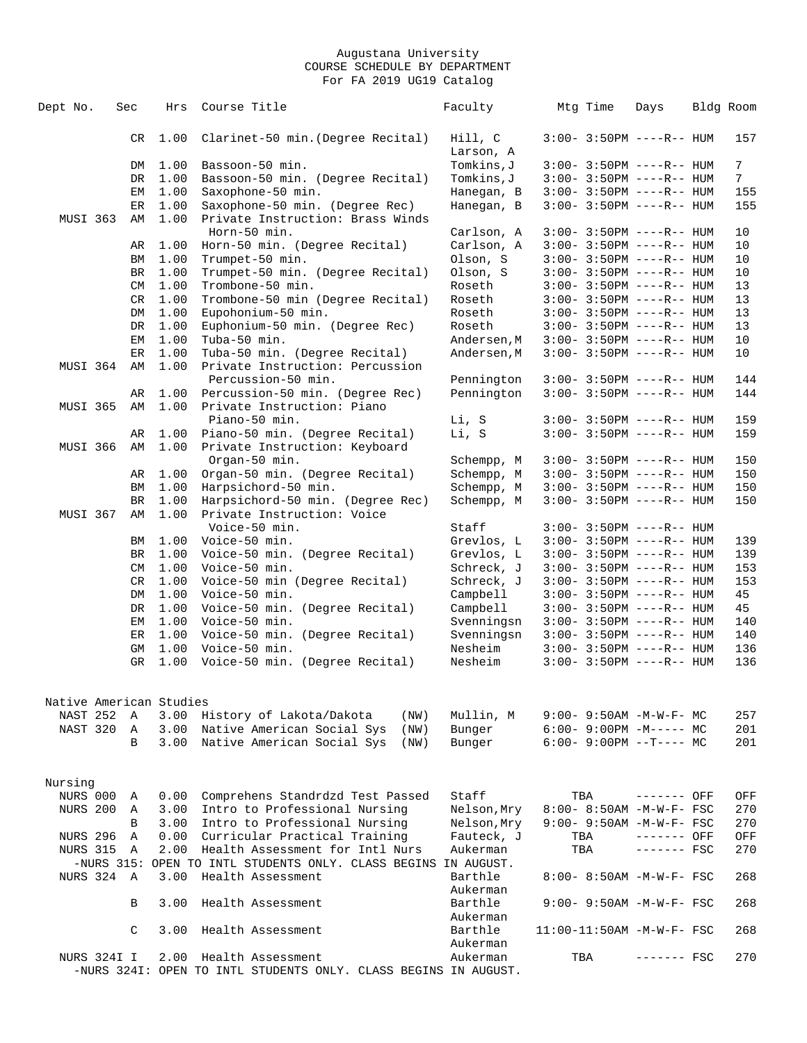Augustana University
COURSE SCHEDULE BY DEPARTMENT
For FA 2019 UG19 Catalog

| Dept No. | Sec | Hrs | Course Title | Faculty | Mtg Time | Days | Bldg | Room |
|---|---|---|---|---|---|---|---|---|
| | CR | 1.00 | Clarinet-50 min.(Degree Recital) | Hill, C<br>Larson, A | 3:00- 3:50PM | ----R-- | HUM | 157 |
| | DM | 1.00 | Bassoon-50 min. | Tomkins,J | 3:00- 3:50PM | ----R-- | HUM | 7 |
| | DR | 1.00 | Bassoon-50 min. (Degree Recital) | Tomkins,J | 3:00- 3:50PM | ----R-- | HUM | 7 |
| | EM | 1.00 | Saxophone-50 min. | Hanegan, B | 3:00- 3:50PM | ----R-- | HUM | 155 |
| | ER | 1.00 | Saxophone-50 min. (Degree Rec) | Hanegan, B | 3:00- 3:50PM | ----R-- | HUM | 155 |
| MUSI 363 | AM | 1.00 | Private Instruction: Brass Winds<br>Horn-50 min. | Carlson, A | 3:00- 3:50PM | ----R-- | HUM | 10 |
| | AR | 1.00 | Horn-50 min. (Degree Recital) | Carlson, A | 3:00- 3:50PM | ----R-- | HUM | 10 |
| | BM | 1.00 | Trumpet-50 min. | Olson, S | 3:00- 3:50PM | ----R-- | HUM | 10 |
| | BR | 1.00 | Trumpet-50 min. (Degree Recital) | Olson, S | 3:00- 3:50PM | ----R-- | HUM | 10 |
| | CM | 1.00 | Trombone-50 min. | Roseth | 3:00- 3:50PM | ----R-- | HUM | 13 |
| | CR | 1.00 | Trombone-50 min (Degree Recital) | Roseth | 3:00- 3:50PM | ----R-- | HUM | 13 |
| | DM | 1.00 | Eupohonium-50 min. | Roseth | 3:00- 3:50PM | ----R-- | HUM | 13 |
| | DR | 1.00 | Euphonium-50 min. (Degree Rec) | Roseth | 3:00- 3:50PM | ----R-- | HUM | 13 |
| | EM | 1.00 | Tuba-50 min. | Andersen,M | 3:00- 3:50PM | ----R-- | HUM | 10 |
| | ER | 1.00 | Tuba-50 min. (Degree Recital) | Andersen,M | 3:00- 3:50PM | ----R-- | HUM | 10 |
| MUSI 364 | AM | 1.00 | Private Instruction: Percussion<br>Percussion-50 min. | Pennington | 3:00- 3:50PM | ----R-- | HUM | 144 |
| | AR | 1.00 | Percussion-50 min. (Degree Rec) | Pennington | 3:00- 3:50PM | ----R-- | HUM | 144 |
| MUSI 365 | AM | 1.00 | Private Instruction: Piano<br>Piano-50 min. | Li, S | 3:00- 3:50PM | ----R-- | HUM | 159 |
| | AR | 1.00 | Piano-50 min. (Degree Recital) | Li, S | 3:00- 3:50PM | ----R-- | HUM | 159 |
| MUSI 366 | AM | 1.00 | Private Instruction: Keyboard<br>Organ-50 min. | Schempp, M | 3:00- 3:50PM | ----R-- | HUM | 150 |
| | AR | 1.00 | Organ-50 min. (Degree Recital) | Schempp, M | 3:00- 3:50PM | ----R-- | HUM | 150 |
| | BM | 1.00 | Harpsichord-50 min. | Schempp, M | 3:00- 3:50PM | ----R-- | HUM | 150 |
| | BR | 1.00 | Harpsichord-50 min. (Degree Rec) | Schempp, M | 3:00- 3:50PM | ----R-- | HUM | 150 |
| MUSI 367 | AM | 1.00 | Private Instruction: Voice<br>Voice-50 min. | Staff | 3:00- 3:50PM | ----R-- | HUM | |
| | BM | 1.00 | Voice-50 min. | Grevlos, L | 3:00- 3:50PM | ----R-- | HUM | 139 |
| | BR | 1.00 | Voice-50 min. (Degree Recital) | Grevlos, L | 3:00- 3:50PM | ----R-- | HUM | 139 |
| | CM | 1.00 | Voice-50 min. | Schreck, J | 3:00- 3:50PM | ----R-- | HUM | 153 |
| | CR | 1.00 | Voice-50 min (Degree Recital) | Schreck, J | 3:00- 3:50PM | ----R-- | HUM | 153 |
| | DM | 1.00 | Voice-50 min. | Campbell | 3:00- 3:50PM | ----R-- | HUM | 45 |
| | DR | 1.00 | Voice-50 min. (Degree Recital) | Campbell | 3:00- 3:50PM | ----R-- | HUM | 45 |
| | EM | 1.00 | Voice-50 min. | Svenningsn | 3:00- 3:50PM | ----R-- | HUM | 140 |
| | ER | 1.00 | Voice-50 min. (Degree Recital) | Svenningsn | 3:00- 3:50PM | ----R-- | HUM | 140 |
| | GM | 1.00 | Voice-50 min. | Nesheim | 3:00- 3:50PM | ----R-- | HUM | 136 |
| | GR | 1.00 | Voice-50 min. (Degree Recital) | Nesheim | 3:00- 3:50PM | ----R-- | HUM | 136 |

Native American Studies

| Dept No. | Sec | Hrs | Course Title | Faculty | Mtg Time | Days | Bldg | Room |
|---|---|---|---|---|---|---|---|---|
| NAST 252 | A | 3.00 | History of Lakota/Dakota (NW) | Mullin, M | 9:00- 9:50AM | -M-W-F- | MC | 257 |
| NAST 320 | A | 3.00 | Native American Social Sys (NW) | Bunger | 6:00- 9:00PM | -M----- | MC | 201 |
| | B | 3.00 | Native American Social Sys (NW) | Bunger | 6:00- 9:00PM | --T---- | MC | 201 |

Nursing

| Dept No. | Sec | Hrs | Course Title | Faculty | Mtg Time | Days | Bldg | Room |
|---|---|---|---|---|---|---|---|---|
| NURS 000 | A | 0.00 | Comprehens Standrdzd Test Passed | Staff | TBA | ------- | OFF | OFF |
| NURS 200 | A | 3.00 | Intro to Professional Nursing | Nelson,Mry | 8:00- 8:50AM | -M-W-F- | FSC | 270 |
| | B | 3.00 | Intro to Professional Nursing | Nelson,Mry | 9:00- 9:50AM | -M-W-F- | FSC | 270 |
| NURS 296 | A | 0.00 | Curricular Practical Training | Fauteck, J | TBA | ------- | OFF | OFF |
| NURS 315 | A | 2.00 | Health Assessment for Intl Nurs | Aukerman | TBA | ------- | FSC | 270 |
| -NURS 315: OPEN TO INTL STUDENTS ONLY. CLASS BEGINS IN AUGUST. | | | | | | | | |
| NURS 324 | A | 3.00 | Health Assessment | Barthle<br>Aukerman | 8:00- 8:50AM | -M-W-F- | FSC | 268 |
| | B | 3.00 | Health Assessment | Barthle<br>Aukerman | 9:00- 9:50AM | -M-W-F- | FSC | 268 |
| | C | 3.00 | Health Assessment | Barthle<br>Aukerman | 11:00-11:50AM | -M-W-F- | FSC | 268 |
| NURS 324I | I | 2.00 | Health Assessment | Aukerman | TBA | ------- | FSC | 270 |
| -NURS 324I: OPEN TO INTL STUDENTS ONLY. CLASS BEGINS IN AUGUST. | | | | | | | | |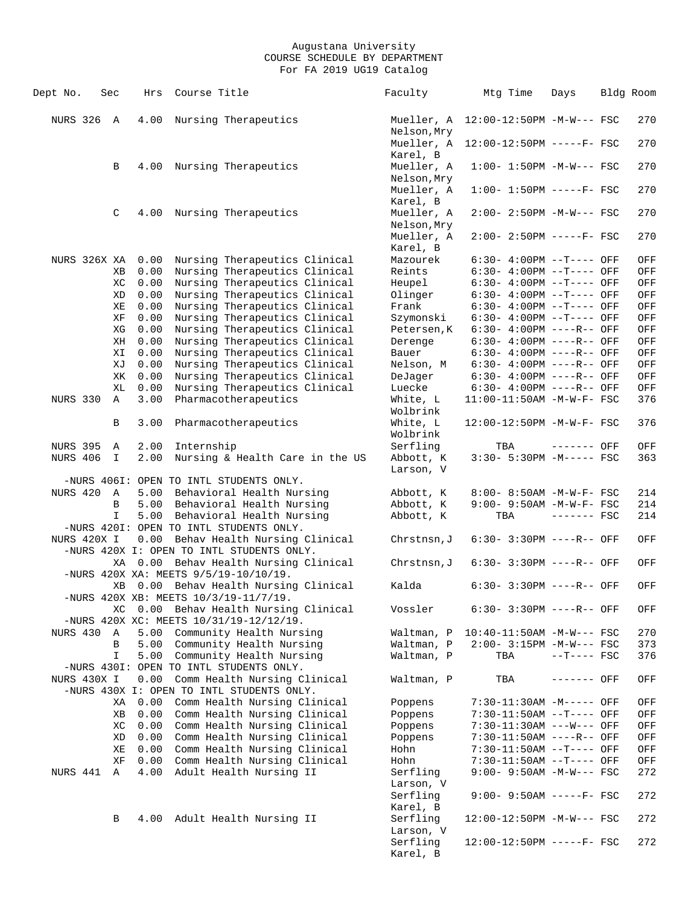Augustana University
COURSE SCHEDULE BY DEPARTMENT
For FA 2019 UG19 Catalog

| Dept No. | Sec | Hrs | Course Title | Faculty | Mtg Time | Days | Bldg | Room |
|---|---|---|---|---|---|---|---|---|
| NURS 326 | A | 4.00 | Nursing Therapeutics | Mueller, A Nelson,Mry | 12:00-12:50PM | -M-W--- | FSC | 270 |
| | | | | Mueller, A Karel, B | 12:00-12:50PM | -----F- | FSC | 270 |
| | B | 4.00 | Nursing Therapeutics | Mueller, A Nelson,Mry | 1:00- 1:50PM | -M-W--- | FSC | 270 |
| | | | | Mueller, A Karel, B | 1:00- 1:50PM | -----F- | FSC | 270 |
| | C | 4.00 | Nursing Therapeutics | Mueller, A Nelson,Mry | 2:00- 2:50PM | -M-W--- | FSC | 270 |
| | | | | Mueller, A Karel, B | 2:00- 2:50PM | -----F- | FSC | 270 |
| NURS 326X | XA | 0.00 | Nursing Therapeutics Clinical | Mazourek | 6:30- 4:00PM | --T---- | OFF | OFF |
| | XB | 0.00 | Nursing Therapeutics Clinical | Reints | 6:30- 4:00PM | --T---- | OFF | OFF |
| | XC | 0.00 | Nursing Therapeutics Clinical | Heupel | 6:30- 4:00PM | --T---- | OFF | OFF |
| | XD | 0.00 | Nursing Therapeutics Clinical | Olinger | 6:30- 4:00PM | --T---- | OFF | OFF |
| | XE | 0.00 | Nursing Therapeutics Clinical | Frank | 6:30- 4:00PM | --T---- | OFF | OFF |
| | XF | 0.00 | Nursing Therapeutics Clinical | Szymonski | 6:30- 4:00PM | --T---- | OFF | OFF |
| | XG | 0.00 | Nursing Therapeutics Clinical | Petersen,K | 6:30- 4:00PM | ----R-- | OFF | OFF |
| | XH | 0.00 | Nursing Therapeutics Clinical | Derenge | 6:30- 4:00PM | ----R-- | OFF | OFF |
| | XI | 0.00 | Nursing Therapeutics Clinical | Bauer | 6:30- 4:00PM | ----R-- | OFF | OFF |
| | XJ | 0.00 | Nursing Therapeutics Clinical | Nelson, M | 6:30- 4:00PM | ----R-- | OFF | OFF |
| | XK | 0.00 | Nursing Therapeutics Clinical | DeJager | 6:30- 4:00PM | ----R-- | OFF | OFF |
| | XL | 0.00 | Nursing Therapeutics Clinical | Luecke | 6:30- 4:00PM | ----R-- | OFF | OFF |
| NURS 330 | A | 3.00 | Pharmacotherapeutics | White, L Wolbrink | 11:00-11:50AM | -M-W-F- | FSC | 376 |
| | B | 3.00 | Pharmacotherapeutics | White, L Wolbrink | 12:00-12:50PM | -M-W-F- | FSC | 376 |
| NURS 395 | A | 2.00 | Internship | Serfling | TBA | ------- | OFF | OFF |
| NURS 406 | I | 2.00 | Nursing & Health Care in the US | Abbott, K Larson, V | 3:30- 5:30PM | -M----- | FSC | 363 |
| -NURS 406I: OPEN TO INTL STUDENTS ONLY. | | | | | | | | |
| NURS 420 | A | 5.00 | Behavioral Health Nursing | Abbott, K | 8:00- 8:50AM | -M-W-F- | FSC | 214 |
| | B | 5.00 | Behavioral Health Nursing | Abbott, K | 9:00- 9:50AM | -M-W-F- | FSC | 214 |
| | I | 5.00 | Behavioral Health Nursing | Abbott, K | TBA | ------- | FSC | 214 |
| -NURS 420I: OPEN TO INTL STUDENTS ONLY. | | | | | | | | |
| NURS 420X | I | 0.00 | Behav Health Nursing Clinical | Chrstnsn,J | 6:30- 3:30PM | ----R-- | OFF | OFF |
| -NURS 420X I: OPEN TO INTL STUDENTS ONLY. | | | | | | | | |
| | XA | 0.00 | Behav Health Nursing Clinical | Chrstnsn,J | 6:30- 3:30PM | ----R-- | OFF | OFF |
| -NURS 420X XA: MEETS 9/5/19-10/10/19. | | | | | | | | |
| | XB | 0.00 | Behav Health Nursing Clinical | Kalda | 6:30- 3:30PM | ----R-- | OFF | OFF |
| -NURS 420X XB: MEETS 10/3/19-11/7/19. | | | | | | | | |
| | XC | 0.00 | Behav Health Nursing Clinical | Vossler | 6:30- 3:30PM | ----R-- | OFF | OFF |
| -NURS 420X XC: MEETS 10/31/19-12/12/19. | | | | | | | | |
| NURS 430 | A | 5.00 | Community Health Nursing | Waltman, P | 10:40-11:50AM | -M-W--- | FSC | 270 |
| | B | 5.00 | Community Health Nursing | Waltman, P | 2:00- 3:15PM | -M-W--- | FSC | 373 |
| | I | 5.00 | Community Health Nursing | Waltman, P | TBA | --T---- | FSC | 376 |
| -NURS 430I: OPEN TO INTL STUDENTS ONLY. | | | | | | | | |
| NURS 430X | I | 0.00 | Comm Health Nursing Clinical | Waltman, P | TBA | ------- | OFF | OFF |
| -NURS 430X I: OPEN TO INTL STUDENTS ONLY. | | | | | | | | |
| | XA | 0.00 | Comm Health Nursing Clinical | Poppens | 7:30-11:30AM | -M----- | OFF | OFF |
| | XB | 0.00 | Comm Health Nursing Clinical | Poppens | 7:30-11:50AM | --T---- | OFF | OFF |
| | XC | 0.00 | Comm Health Nursing Clinical | Poppens | 7:30-11:30AM | ---W--- | OFF | OFF |
| | XD | 0.00 | Comm Health Nursing Clinical | Poppens | 7:30-11:50AM | ----R-- | OFF | OFF |
| | XE | 0.00 | Comm Health Nursing Clinical | Hohn | 7:30-11:50AM | --T---- | OFF | OFF |
| | XF | 0.00 | Comm Health Nursing Clinical | Hohn | 7:30-11:50AM | --T---- | OFF | OFF |
| NURS 441 | A | 4.00 | Adult Health Nursing II | Serfling Larson, V | 9:00- 9:50AM | -M-W--- | FSC | 272 |
| | | | | Serfling Karel, B | 9:00- 9:50AM | -----F- | FSC | 272 |
| | B | 4.00 | Adult Health Nursing II | Serfling Larson, V | 12:00-12:50PM | -M-W--- | FSC | 272 |
| | | | | Serfling Karel, B | 12:00-12:50PM | -----F- | FSC | 272 |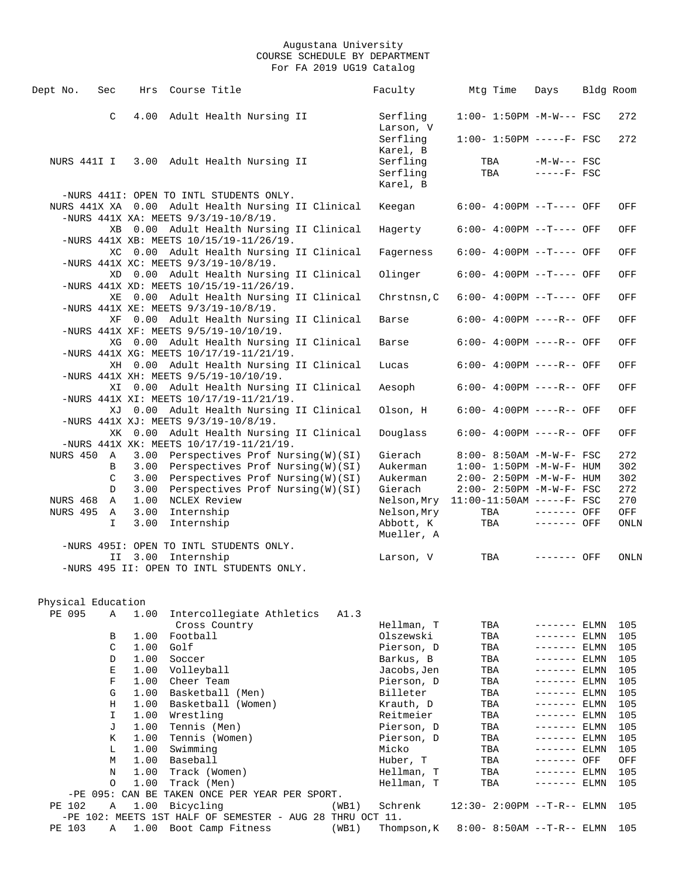Augustana University
COURSE SCHEDULE BY DEPARTMENT
For FA 2019 UG19 Catalog

| Dept No. | Sec | Hrs | Course Title | | Faculty | Mtg Time | Days | Bldg | Room |
|---|---|---|---|---|---|---|---|---|---|
| | C | 4.00 | Adult Health Nursing II | | Serfling<br>Larson, V | 1:00- 1:50PM | -M-W--- | FSC | 272 |
| | | | | | Serfling<br>Karel, B | 1:00- 1:50PM | -----F- | FSC | 272 |
| NURS 441I | I | 3.00 | Adult Health Nursing II | | Serfling | TBA | -M-W--- | FSC | |
| | | | | | Serfling<br>Karel, B | TBA | -----F- | FSC | |
| -NURS 441I: OPEN TO INTL STUDENTS ONLY. | | | | | | | | | |
| NURS 441X | XA | 0.00 | Adult Health Nursing II Clinical | | Keegan | 6:00- 4:00PM | --T---- | OFF | OFF |
| -NURS 441X XA: MEETS 9/3/19-10/8/19. | | | | | | | | | |
| | XB | 0.00 | Adult Health Nursing II Clinical | | Hagerty | 6:00- 4:00PM | --T---- | OFF | OFF |
| -NURS 441X XB: MEETS 10/15/19-11/26/19. | | | | | | | | | |
| | XC | 0.00 | Adult Health Nursing II Clinical | | Fagerness | 6:00- 4:00PM | --T---- | OFF | OFF |
| -NURS 441X XC: MEETS 9/3/19-10/8/19. | | | | | | | | | |
| | XD | 0.00 | Adult Health Nursing II Clinical | | Olinger | 6:00- 4:00PM | --T---- | OFF | OFF |
| -NURS 441X XD: MEETS 10/15/19-11/26/19. | | | | | | | | | |
| | XE | 0.00 | Adult Health Nursing II Clinical | | Chrstnsn,C | 6:00- 4:00PM | --T---- | OFF | OFF |
| -NURS 441X XE: MEETS 9/3/19-10/8/19. | | | | | | | | | |
| | XF | 0.00 | Adult Health Nursing II Clinical | | Barse | 6:00- 4:00PM | ----R-- | OFF | OFF |
| -NURS 441X XF: MEETS 9/5/19-10/10/19. | | | | | | | | | |
| | XG | 0.00 | Adult Health Nursing II Clinical | | Barse | 6:00- 4:00PM | ----R-- | OFF | OFF |
| -NURS 441X XG: MEETS 10/17/19-11/21/19. | | | | | | | | | |
| | XH | 0.00 | Adult Health Nursing II Clinical | | Lucas | 6:00- 4:00PM | ----R-- | OFF | OFF |
| -NURS 441X XH: MEETS 9/5/19-10/10/19. | | | | | | | | | |
| | XI | 0.00 | Adult Health Nursing II Clinical | | Aesoph | 6:00- 4:00PM | ----R-- | OFF | OFF |
| -NURS 441X XI: MEETS 10/17/19-11/21/19. | | | | | | | | | |
| | XJ | 0.00 | Adult Health Nursing II Clinical | | Olson, H | 6:00- 4:00PM | ----R-- | OFF | OFF |
| -NURS 441X XJ: MEETS 9/3/19-10/8/19. | | | | | | | | | |
| | XK | 0.00 | Adult Health Nursing II Clinical | | Douglass | 6:00- 4:00PM | ----R-- | OFF | OFF |
| -NURS 441X XK: MEETS 10/17/19-11/21/19. | | | | | | | | | |
| NURS 450 | A | 3.00 | Perspectives Prof Nursing(W)(SI) | | Gierach | 8:00- 8:50AM | -M-W-F- | FSC | 272 |
| | B | 3.00 | Perspectives Prof Nursing(W)(SI) | | Aukerman | 1:00- 1:50PM | -M-W-F- | HUM | 302 |
| | C | 3.00 | Perspectives Prof Nursing(W)(SI) | | Aukerman | 2:00- 2:50PM | -M-W-F- | HUM | 302 |
| | D | 3.00 | Perspectives Prof Nursing(W)(SI) | | Gierach | 2:00- 2:50PM | -M-W-F- | FSC | 272 |
| NURS 468 | A | 1.00 | NCLEX Review | | Nelson,Mry | 11:00-11:50AM | -----F- | FSC | 270 |
| NURS 495 | A | 3.00 | Internship | | Nelson,Mry | TBA | ------- | OFF | OFF |
| | I | 3.00 | Internship | | Abbott, K<br>Mueller, A | TBA | ------- | OFF | ONLN |
| -NURS 495I: OPEN TO INTL STUDENTS ONLY. | | | | | | | | | |
| | II | 3.00 | Internship | | Larson, V | TBA | ------- | OFF | ONLN |
| -NURS 495 II: OPEN TO INTL STUDENTS ONLY. | | | | | | | | | |

## Physical Education

| Dept No. | Sec | Hrs | Course Title | | Faculty | Mtg Time | Days | Bldg | Room |
|---|---|---|---|---|---|---|---|---|---|
| PE 095 | A | 1.00 | Intercollegiate Athletics<br>Cross Country | A1.3 | Hellman, T | TBA | ------- | ELMN | 105 |
| | B | 1.00 | Football | | Olszewski | TBA | ------- | ELMN | 105 |
| | C | 1.00 | Golf | | Pierson, D | TBA | ------- | ELMN | 105 |
| | D | 1.00 | Soccer | | Barkus, B | TBA | ------- | ELMN | 105 |
| | E | 1.00 | Volleyball | | Jacobs,Jen | TBA | ------- | ELMN | 105 |
| | F | 1.00 | Cheer Team | | Pierson, D | TBA | ------- | ELMN | 105 |
| | G | 1.00 | Basketball (Men) | | Billeter | TBA | ------- | ELMN | 105 |
| | H | 1.00 | Basketball (Women) | | Krauth, D | TBA | ------- | ELMN | 105 |
| | I | 1.00 | Wrestling | | Reitmeier | TBA | ------- | ELMN | 105 |
| | J | 1.00 | Tennis (Men) | | Pierson, D | TBA | ------- | ELMN | 105 |
| | K | 1.00 | Tennis (Women) | | Pierson, D | TBA | ------- | ELMN | 105 |
| | L | 1.00 | Swimming | | Micko | TBA | ------- | ELMN | 105 |
| | M | 1.00 | Baseball | | Huber, T | TBA | ------- | OFF | OFF |
| | N | 1.00 | Track (Women) | | Hellman, T | TBA | ------- | ELMN | 105 |
| | O | 1.00 | Track (Men) | | Hellman, T | TBA | ------- | ELMN | 105 |
| -PE 095: CAN BE TAKEN ONCE PER YEAR PER SPORT. | | | | | | | | | |
| PE 102 | A | 1.00 | Bicycling | (WB1) | Schrenk | 12:30- 2:00PM | --T-R-- | ELMN | 105 |
| -PE 102: MEETS 1ST HALF OF SEMESTER - AUG 28 THRU OCT 11. | | | | | | | | | |
| PE 103 | A | 1.00 | Boot Camp Fitness | (WB1) | Thompson,K | 8:00- 8:50AM | --T-R-- | ELMN | 105 |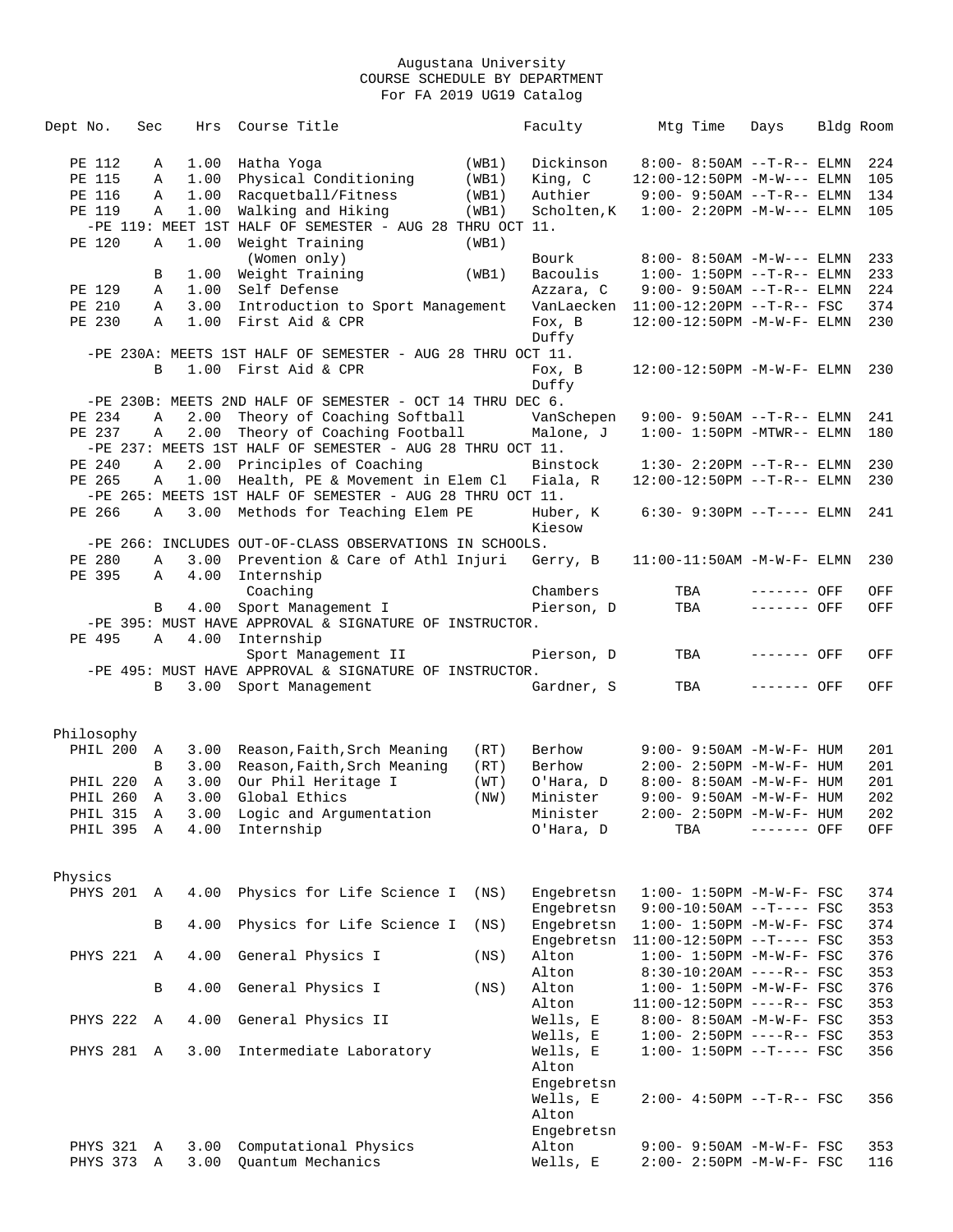Augustana University
COURSE SCHEDULE BY DEPARTMENT
For FA 2019 UG19 Catalog

| Dept No. | Sec | Hrs | Course Title | | Faculty | Mtg Time | Days | Bldg | Room |
|---|---|---|---|---|---|---|---|---|---|
| PE 112 | A | 1.00 | Hatha Yoga | (WB1) | Dickinson | 8:00- 8:50AM | --T-R-- | ELMN | 224 |
| PE 115 | A | 1.00 | Physical Conditioning | (WB1) | King, C | 12:00-12:50PM | -M-W--- | ELMN | 105 |
| PE 116 | A | 1.00 | Racquetball/Fitness | (WB1) | Authier | 9:00- 9:50AM | --T-R-- | ELMN | 134 |
| PE 119 | A | 1.00 | Walking and Hiking | (WB1) | Scholten,K | 1:00- 2:20PM | -M-W--- | ELMN | 105 |
| -PE 119: MEET 1ST HALF OF SEMESTER - AUG 28 THRU OCT 11. | | | | | | | | | |
| PE 120 | A | 1.00 | Weight Training (Women only) | (WB1) | Bourk | 8:00- 8:50AM | -M-W--- | ELMN | 233 |
| | B | 1.00 | Weight Training | (WB1) | Bacoulis | 1:00- 1:50PM | --T-R-- | ELMN | 233 |
| PE 129 | A | 1.00 | Self Defense | | Azzara, C | 9:00- 9:50AM | --T-R-- | ELMN | 224 |
| PE 210 | A | 3.00 | Introduction to Sport Management | | VanLaecken | 11:00-12:20PM | --T-R-- | FSC | 374 |
| PE 230 | A | 1.00 | First Aid & CPR | | Fox, B / Duffy | 12:00-12:50PM | -M-W-F- | ELMN | 230 |
| -PE 230A: MEETS 1ST HALF OF SEMESTER - AUG 28 THRU OCT 11. | | | | | | | | | |
| | B | 1.00 | First Aid & CPR | | Fox, B / Duffy | 12:00-12:50PM | -M-W-F- | ELMN | 230 |
| -PE 230B: MEETS 2ND HALF OF SEMESTER - OCT 14 THRU DEC 6. | | | | | | | | | |
| PE 234 | A | 2.00 | Theory of Coaching Softball | | VanSchepen | 9:00- 9:50AM | --T-R-- | ELMN | 241 |
| PE 237 | A | 2.00 | Theory of Coaching Football | | Malone, J | 1:00- 1:50PM | -MTWR-- | ELMN | 180 |
| -PE 237: MEETS 1ST HALF OF SEMESTER - AUG 28 THRU OCT 11. | | | | | | | | | |
| PE 240 | A | 2.00 | Principles of Coaching | | Binstock | 1:30- 2:20PM | --T-R-- | ELMN | 230 |
| PE 265 | A | 1.00 | Health, PE & Movement in Elem Cl | | Fiala, R | 12:00-12:50PM | --T-R-- | ELMN | 230 |
| -PE 265: MEETS 1ST HALF OF SEMESTER - AUG 28 THRU OCT 11. | | | | | | | | | |
| PE 266 | A | 3.00 | Methods for Teaching Elem PE | | Huber, K / Kiesow | 6:30- 9:30PM | --T---- | ELMN | 241 |
| -PE 266: INCLUDES OUT-OF-CLASS OBSERVATIONS IN SCHOOLS. | | | | | | | | | |
| PE 280 | A | 3.00 | Prevention & Care of Athl Injuri | | Gerry, B | 11:00-11:50AM | -M-W-F- | ELMN | 230 |
| PE 395 | A | 4.00 | Internship Coaching | | Chambers | TBA | ------- | OFF | OFF |
| | B | 4.00 | Sport Management I | | Pierson, D | TBA | ------- | OFF | OFF |
| -PE 395: MUST HAVE APPROVAL & SIGNATURE OF INSTRUCTOR. | | | | | | | | | |
| PE 495 | A | 4.00 | Internship Sport Management II | | Pierson, D | TBA | ------- | OFF | OFF |
| -PE 495: MUST HAVE APPROVAL & SIGNATURE OF INSTRUCTOR. | | | | | | | | | |
| | B | 3.00 | Sport Management | | Gardner, S | TBA | ------- | OFF | OFF |

Philosophy

| Dept No. | Sec | Hrs | Course Title | | Faculty | Mtg Time | Days | Bldg | Room |
|---|---|---|---|---|---|---|---|---|---|
| PHIL 200 | A | 3.00 | Reason,Faith,Srch Meaning | (RT) | Berhow | 9:00- 9:50AM | -M-W-F- | HUM | 201 |
| | B | 3.00 | Reason,Faith,Srch Meaning | (RT) | Berhow | 2:00- 2:50PM | -M-W-F- | HUM | 201 |
| PHIL 220 | A | 3.00 | Our Phil Heritage I | (WT) | O'Hara, D | 8:00- 8:50AM | -M-W-F- | HUM | 201 |
| PHIL 260 | A | 3.00 | Global Ethics | (NW) | Minister | 9:00- 9:50AM | -M-W-F- | HUM | 202 |
| PHIL 315 | A | 3.00 | Logic and Argumentation | | Minister | 2:00- 2:50PM | -M-W-F- | HUM | 202 |
| PHIL 395 | A | 4.00 | Internship | | O'Hara, D | TBA | ------- | OFF | OFF |

Physics

| Dept No. | Sec | Hrs | Course Title | | Faculty | Mtg Time | Days | Bldg | Room |
|---|---|---|---|---|---|---|---|---|---|
| PHYS 201 | A | 4.00 | Physics for Life Science I | (NS) | Engebretsn | 1:00- 1:50PM | -M-W-F- | FSC | 374 |
| | | | | | Engebretsn | 9:00-10:50AM | --T---- | FSC | 353 |
| | B | 4.00 | Physics for Life Science I | (NS) | Engebretsn | 1:00- 1:50PM | -M-W-F- | FSC | 374 |
| | | | | | Engebretsn | 11:00-12:50PM | --T---- | FSC | 353 |
| PHYS 221 | A | 4.00 | General Physics I | (NS) | Alton | 1:00- 1:50PM | -M-W-F- | FSC | 376 |
| | | | | | Alton | 8:30-10:20AM | ----R-- | FSC | 353 |
| | B | 4.00 | General Physics I | (NS) | Alton | 1:00- 1:50PM | -M-W-F- | FSC | 376 |
| | | | | | Alton | 11:00-12:50PM | ----R-- | FSC | 353 |
| PHYS 222 | A | 4.00 | General Physics II | | Wells, E | 8:00- 8:50AM | -M-W-F- | FSC | 353 |
| | | | | | Wells, E | 1:00- 2:50PM | ----R-- | FSC | 353 |
| PHYS 281 | A | 3.00 | Intermediate Laboratory | | Wells, E / Alton / Engebretsn | 1:00- 1:50PM | --T---- | FSC | 356 |
| | | | | | Wells, E / Alton / Engebretsn | 2:00- 4:50PM | --T-R-- | FSC | 356 |
| PHYS 321 | A | 3.00 | Computational Physics | | Alton | 9:00- 9:50AM | -M-W-F- | FSC | 353 |
| PHYS 373 | A | 3.00 | Quantum Mechanics | | Wells, E | 2:00- 2:50PM | -M-W-F- | FSC | 116 |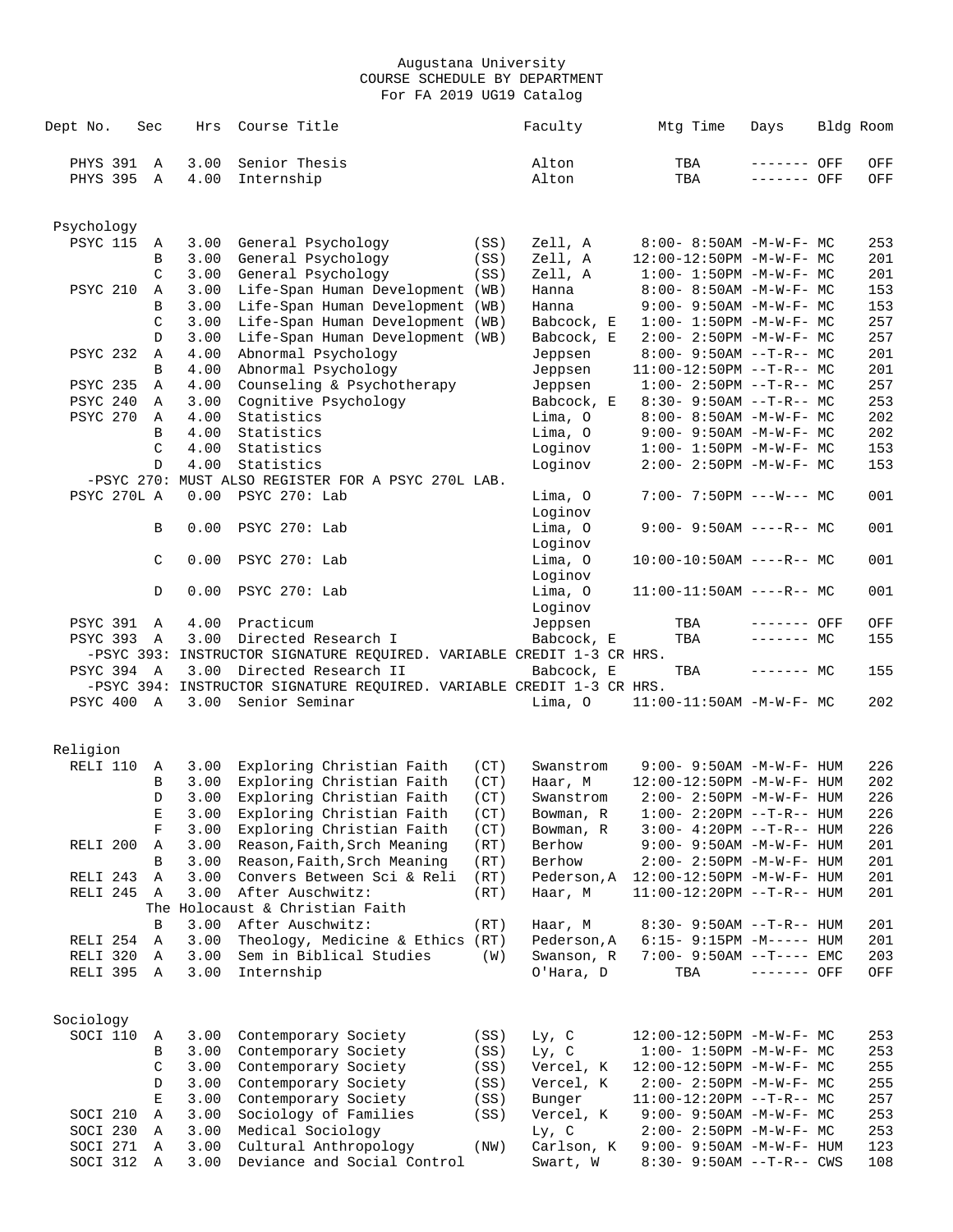Augustana University
COURSE SCHEDULE BY DEPARTMENT
For FA 2019 UG19 Catalog

| Dept No. | Sec | Hrs | Course Title | | Faculty | Mtg Time | Days | Bldg | Room |
|---|---|---|---|---|---|---|---|---|---|
| PHYS 391 | A | 3.00 | Senior Thesis | | Alton | TBA | ------- | OFF | OFF |
| PHYS 395 | A | 4.00 | Internship | | Alton | TBA | ------- | OFF | OFF |
| **Psychology** | | | | | | | | | |
| PSYC 115 | A | 3.00 | General Psychology | (SS) | Zell, A | 8:00- 8:50AM | -M-W-F- | MC | 253 |
| | B | 3.00 | General Psychology | (SS) | Zell, A | 12:00-12:50PM | -M-W-F- | MC | 201 |
| | C | 3.00 | General Psychology | (SS) | Zell, A | 1:00- 1:50PM | -M-W-F- | MC | 201 |
| PSYC 210 | A | 3.00 | Life-Span Human Development | (WB) | Hanna | 8:00- 8:50AM | -M-W-F- | MC | 153 |
| | B | 3.00 | Life-Span Human Development | (WB) | Hanna | 9:00- 9:50AM | -M-W-F- | MC | 153 |
| | C | 3.00 | Life-Span Human Development | (WB) | Babcock, E | 1:00- 1:50PM | -M-W-F- | MC | 257 |
| | D | 3.00 | Life-Span Human Development | (WB) | Babcock, E | 2:00- 2:50PM | -M-W-F- | MC | 257 |
| PSYC 232 | A | 4.00 | Abnormal Psychology | | Jeppsen | 8:00- 9:50AM | --T-R-- | MC | 201 |
| | B | 4.00 | Abnormal Psychology | | Jeppsen | 11:00-12:50PM | --T-R-- | MC | 201 |
| PSYC 235 | A | 4.00 | Counseling & Psychotherapy | | Jeppsen | 1:00- 2:50PM | --T-R-- | MC | 257 |
| PSYC 240 | A | 3.00 | Cognitive Psychology | | Babcock, E | 8:30- 9:50AM | --T-R-- | MC | 253 |
| PSYC 270 | A | 4.00 | Statistics | | Lima, O | 8:00- 8:50AM | -M-W-F- | MC | 202 |
| | B | 4.00 | Statistics | | Lima, O | 9:00- 9:50AM | -M-W-F- | MC | 202 |
| | C | 4.00 | Statistics | | Loginov | 1:00- 1:50PM | -M-W-F- | MC | 153 |
| | D | 4.00 | Statistics | | Loginov | 2:00- 2:50PM | -M-W-F- | MC | 153 |
| -PSYC 270: MUST ALSO REGISTER FOR A PSYC 270L LAB. | | | | | | | | | |
| PSYC 270L | A | 0.00 | PSYC 270: Lab | | Lima, O / Loginov | 7:00- 7:50PM | ---W--- | MC | 001 |
| | B | 0.00 | PSYC 270: Lab | | Lima, O / Loginov | 9:00- 9:50AM | ----R-- | MC | 001 |
| | C | 0.00 | PSYC 270: Lab | | Lima, O / Loginov | 10:00-10:50AM | ----R-- | MC | 001 |
| | D | 0.00 | PSYC 270: Lab | | Lima, O / Loginov | 11:00-11:50AM | ----R-- | MC | 001 |
| PSYC 391 | A | 4.00 | Practicum | | Jeppsen | TBA | ------- | OFF | OFF |
| PSYC 393 | A | 3.00 | Directed Research I | | Babcock, E | TBA | ------- | MC | 155 |
| -PSYC 393: INSTRUCTOR SIGNATURE REQUIRED. VARIABLE CREDIT 1-3 CR HRS. | | | | | | | | | |
| PSYC 394 | A | 3.00 | Directed Research II | | Babcock, E | TBA | ------- | MC | 155 |
| -PSYC 394: INSTRUCTOR SIGNATURE REQUIRED. VARIABLE CREDIT 1-3 CR HRS. | | | | | | | | | |
| PSYC 400 | A | 3.00 | Senior Seminar | | Lima, O | 11:00-11:50AM | -M-W-F- | MC | 202 |
| **Religion** | | | | | | | | | |
| RELI 110 | A | 3.00 | Exploring Christian Faith | (CT) | Swanstrom | 9:00- 9:50AM | -M-W-F- | HUM | 226 |
| | B | 3.00 | Exploring Christian Faith | (CT) | Haar, M | 12:00-12:50PM | -M-W-F- | HUM | 202 |
| | D | 3.00 | Exploring Christian Faith | (CT) | Swanstrom | 2:00- 2:50PM | -M-W-F- | HUM | 226 |
| | E | 3.00 | Exploring Christian Faith | (CT) | Bowman, R | 1:00- 2:20PM | --T-R-- | HUM | 226 |
| | F | 3.00 | Exploring Christian Faith | (CT) | Bowman, R | 3:00- 4:20PM | --T-R-- | HUM | 226 |
| RELI 200 | A | 3.00 | Reason,Faith,Srch Meaning | (RT) | Berhow | 9:00- 9:50AM | -M-W-F- | HUM | 201 |
| | B | 3.00 | Reason,Faith,Srch Meaning | (RT) | Berhow | 2:00- 2:50PM | -M-W-F- | HUM | 201 |
| RELI 243 | A | 3.00 | Convers Between Sci & Reli | (RT) | Pederson,A | 12:00-12:50PM | -M-W-F- | HUM | 201 |
| RELI 245 | A | 3.00 | After Auschwitz: The Holocaust & Christian Faith | (RT) | Haar, M | 11:00-12:20PM | --T-R-- | HUM | 201 |
| | B | 3.00 | After Auschwitz: | (RT) | Haar, M | 8:30- 9:50AM | --T-R-- | HUM | 201 |
| RELI 254 | A | 3.00 | Theology, Medicine & Ethics | (RT) | Pederson,A | 6:15- 9:15PM | -M----- | HUM | 201 |
| RELI 320 | A | 3.00 | Sem in Biblical Studies | (W) | Swanson, R | 7:00- 9:50AM | --T---- | EMC | 203 |
| RELI 395 | A | 3.00 | Internship | | O'Hara, D | TBA | ------- | OFF | OFF |
| **Sociology** | | | | | | | | | |
| SOCI 110 | A | 3.00 | Contemporary Society | (SS) | Ly, C | 12:00-12:50PM | -M-W-F- | MC | 253 |
| | B | 3.00 | Contemporary Society | (SS) | Ly, C | 1:00- 1:50PM | -M-W-F- | MC | 253 |
| | C | 3.00 | Contemporary Society | (SS) | Vercel, K | 12:00-12:50PM | -M-W-F- | MC | 255 |
| | D | 3.00 | Contemporary Society | (SS) | Vercel, K | 2:00- 2:50PM | -M-W-F- | MC | 255 |
| | E | 3.00 | Contemporary Society | (SS) | Bunger | 11:00-12:20PM | --T-R-- | MC | 257 |
| SOCI 210 | A | 3.00 | Sociology of Families | (SS) | Vercel, K | 9:00- 9:50AM | -M-W-F- | MC | 253 |
| SOCI 230 | A | 3.00 | Medical Sociology | | Ly, C | 2:00- 2:50PM | -M-W-F- | MC | 253 |
| SOCI 271 | A | 3.00 | Cultural Anthropology | (NW) | Carlson, K | 9:00- 9:50AM | -M-W-F- | HUM | 123 |
| SOCI 312 | A | 3.00 | Deviance and Social Control | | Swart, W | 8:30- 9:50AM | --T-R-- | CWS | 108 |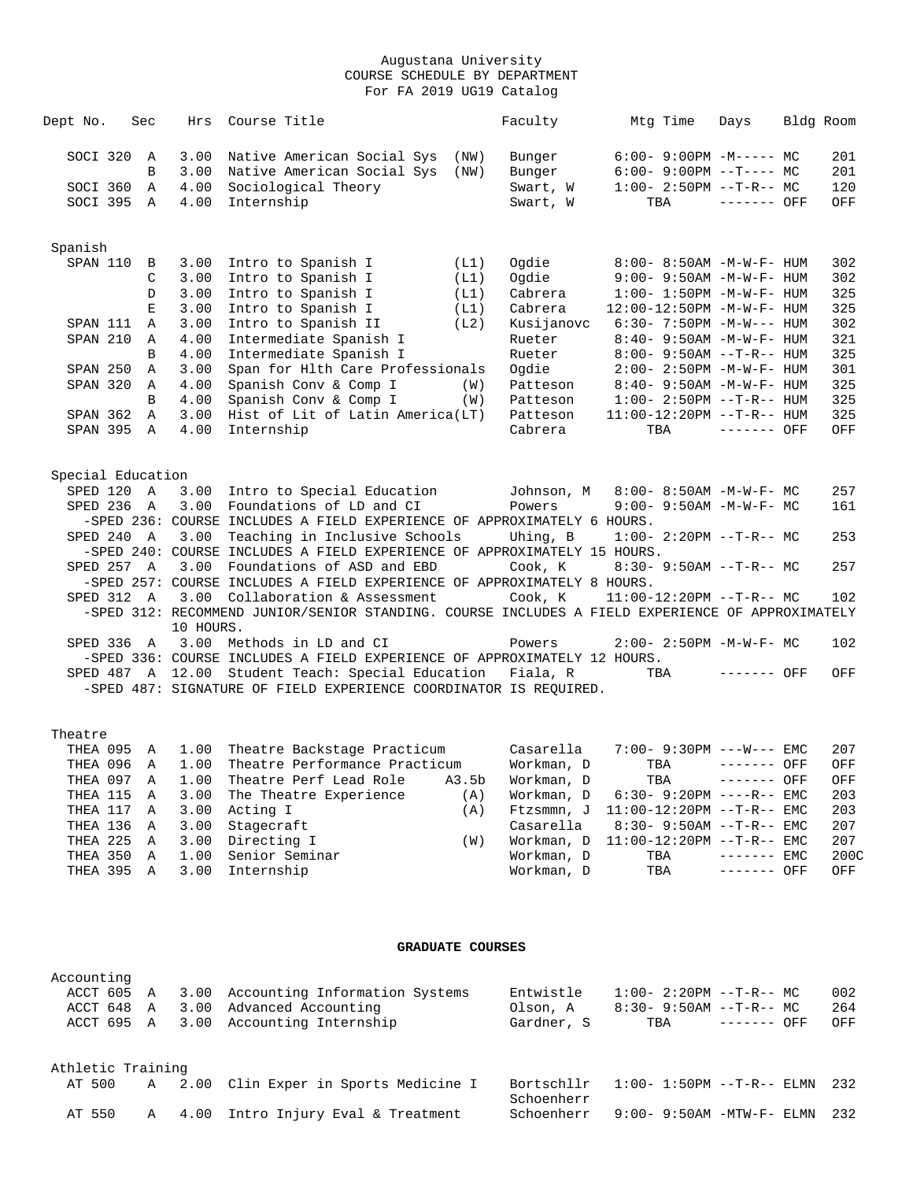Augustana University
COURSE SCHEDULE BY DEPARTMENT
For FA 2019 UG19 Catalog

| Dept No. | Sec | Hrs | Course Title | | Faculty | Mtg Time | Days | Bldg | Room |
|---|---|---|---|---|---|---|---|---|---|
| SOCI 320 | A | 3.00 | Native American Social Sys | (NW) | Bunger | 6:00- 9:00PM | -M----- | MC | 201 |
| | B | 3.00 | Native American Social Sys | (NW) | Bunger | 6:00- 9:00PM | --T---- | MC | 201 |
| SOCI 360 | A | 4.00 | Sociological Theory | | Swart, W | 1:00- 2:50PM | --T-R-- | MC | 120 |
| SOCI 395 | A | 4.00 | Internship | | Swart, W | TBA | ------- | OFF | OFF |

Spanish

| Dept No. | Sec | Hrs | Course Title | | Faculty | Mtg Time | Days | Bldg | Room |
|---|---|---|---|---|---|---|---|---|---|
| SPAN 110 | B | 3.00 | Intro to Spanish I | (L1) | Ogdie | 8:00- 8:50AM | -M-W-F- | HUM | 302 |
| | C | 3.00 | Intro to Spanish I | (L1) | Ogdie | 9:00- 9:50AM | -M-W-F- | HUM | 302 |
| | D | 3.00 | Intro to Spanish I | (L1) | Cabrera | 1:00- 1:50PM | -M-W-F- | HUM | 325 |
| | E | 3.00 | Intro to Spanish I | (L1) | Cabrera | 12:00-12:50PM | -M-W-F- | HUM | 325 |
| SPAN 111 | A | 3.00 | Intro to Spanish II | (L2) | Kusijanovc | 6:30- 7:50PM | -M-W--- | HUM | 302 |
| SPAN 210 | A | 4.00 | Intermediate Spanish I | | Rueter | 8:40- 9:50AM | -M-W-F- | HUM | 321 |
| | B | 4.00 | Intermediate Spanish I | | Rueter | 8:00- 9:50AM | --T-R-- | HUM | 325 |
| SPAN 250 | A | 3.00 | Span for Hlth Care Professionals | | Ogdie | 2:00- 2:50PM | -M-W-F- | HUM | 301 |
| SPAN 320 | A | 4.00 | Spanish Conv & Comp I | (W) | Patteson | 8:40- 9:50AM | -M-W-F- | HUM | 325 |
| | B | 4.00 | Spanish Conv & Comp I | (W) | Patteson | 1:00- 2:50PM | --T-R-- | HUM | 325 |
| SPAN 362 | A | 3.00 | Hist of Lit of Latin America | (LT) | Patteson | 11:00-12:20PM | --T-R-- | HUM | 325 |
| SPAN 395 | A | 4.00 | Internship | | Cabrera | TBA | ------- | OFF | OFF |

Special Education

| Dept No. | Sec | Hrs | Course Title | | Faculty | Mtg Time | Days | Bldg | Room |
|---|---|---|---|---|---|---|---|---|---|
| SPED 120 | A | 3.00 | Intro to Special Education | | Johnson, M | 8:00- 8:50AM | -M-W-F- | MC | 257 |
| SPED 236 | A | 3.00 | Foundations of LD and CI | | Powers | 9:00- 9:50AM | -M-W-F- | MC | 161 |
| -SPED 236: COURSE INCLUDES A FIELD EXPERIENCE OF APPROXIMATELY 6 HOURS. | | | | | | | | | |
| SPED 240 | A | 3.00 | Teaching in Inclusive Schools | | Uhing, B | 1:00- 2:20PM | --T-R-- | MC | 253 |
| -SPED 240: COURSE INCLUDES A FIELD EXPERIENCE OF APPROXIMATELY 15 HOURS. | | | | | | | | | |
| SPED 257 | A | 3.00 | Foundations of ASD and EBD | | Cook, K | 8:30- 9:50AM | --T-R-- | MC | 257 |
| -SPED 257: COURSE INCLUDES A FIELD EXPERIENCE OF APPROXIMATELY 8 HOURS. | | | | | | | | | |
| SPED 312 | A | 3.00 | Collaboration & Assessment | | Cook, K | 11:00-12:20PM | --T-R-- | MC | 102 |
| -SPED 312: RECOMMEND JUNIOR/SENIOR STANDING. COURSE INCLUDES A FIELD EXPERIENCE OF APPROXIMATELY 10 HOURS. | | | | | | | | | |
| SPED 336 | A | 3.00 | Methods in LD and CI | | Powers | 2:00- 2:50PM | -M-W-F- | MC | 102 |
| -SPED 336: COURSE INCLUDES A FIELD EXPERIENCE OF APPROXIMATELY 12 HOURS. | | | | | | | | | |
| SPED 487 | A | 12.00 | Student Teach: Special Education | | Fiala, R | TBA | ------- | OFF | OFF |
| -SPED 487: SIGNATURE OF FIELD EXPERIENCE COORDINATOR IS REQUIRED. | | | | | | | | | |

Theatre

| Dept No. | Sec | Hrs | Course Title | | Faculty | Mtg Time | Days | Bldg | Room |
|---|---|---|---|---|---|---|---|---|---|
| THEA 095 | A | 1.00 | Theatre Backstage Practicum | | Casarella | 7:00- 9:30PM | ---W--- | EMC | 207 |
| THEA 096 | A | 1.00 | Theatre Performance Practicum | | Workman, D | TBA | ------- | OFF | OFF |
| THEA 097 | A | 1.00 | Theatre Perf Lead Role | A3.5b | Workman, D | TBA | ------- | OFF | OFF |
| THEA 115 | A | 3.00 | The Theatre Experience | (A) | Workman, D | 6:30- 9:20PM | ----R-- | EMC | 203 |
| THEA 117 | A | 3.00 | Acting I | (A) | Ftzsmmn, J | 11:00-12:20PM | --T-R-- | EMC | 203 |
| THEA 136 | A | 3.00 | Stagecraft | | Casarella | 8:30- 9:50AM | --T-R-- | EMC | 207 |
| THEA 225 | A | 3.00 | Directing I | (W) | Workman, D | 11:00-12:20PM | --T-R-- | EMC | 207 |
| THEA 350 | A | 1.00 | Senior Seminar | | Workman, D | TBA | ------- | EMC | 200C |
| THEA 395 | A | 3.00 | Internship | | Workman, D | TBA | ------- | OFF | OFF |

**GRADUATE COURSES**

Accounting

| Dept No. | Sec | Hrs | Course Title | Faculty | Mtg Time | Days | Bldg | Room |
|---|---|---|---|---|---|---|---|---|
| ACCT 605 | A | 3.00 | Accounting Information Systems | Entwistle | 1:00- 2:20PM | --T-R-- | MC | 002 |
| ACCT 648 | A | 3.00 | Advanced Accounting | Olson, A | 8:30- 9:50AM | --T-R-- | MC | 264 |
| ACCT 695 | A | 3.00 | Accounting Internship | Gardner, S | TBA | ------- | OFF | OFF |

Athletic Training

| Dept No. | Sec | Hrs | Course Title | Faculty | Mtg Time | Days | Bldg | Room |
|---|---|---|---|---|---|---|---|---|
| AT 500 | A | 2.00 | Clin Exper in Sports Medicine I | Bortschllr<br>Schoenherr | 1:00- 1:50PM | --T-R-- | ELMN | 232 |
| AT 550 | A | 4.00 | Intro Injury Eval & Treatment | Schoenherr | 9:00- 9:50AM | -MTW-F- | ELMN | 232 |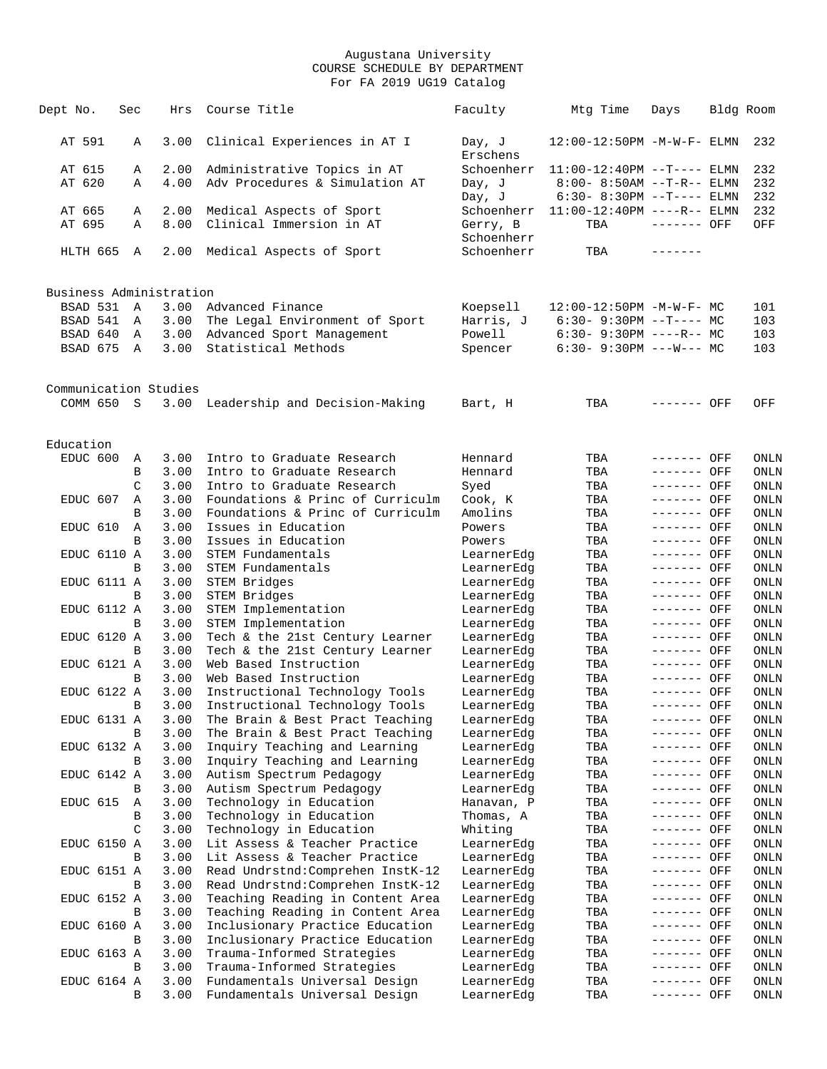Augustana University
COURSE SCHEDULE BY DEPARTMENT
For FA 2019 UG19 Catalog

| Dept No. | Sec | Hrs | Course Title | Faculty | Mtg Time | Days | Bldg | Room |
|---|---|---|---|---|---|---|---|---|
| AT 591 | A | 3.00 | Clinical Experiences in AT I | Day, J<br>Erschens | 12:00-12:50PM | -M-W-F- | ELMN | 232 |
| AT 615 | A | 2.00 | Administrative Topics in AT | Schoenherr | 11:00-12:40PM | --T---- | ELMN | 232 |
| AT 620 | A | 4.00 | Adv Procedures & Simulation AT | Day, J | 8:00- 8:50AM | --T-R-- | ELMN | 232 |
| | | | | Day, J | 6:30- 8:30PM | --T---- | ELMN | 232 |
| AT 665 | A | 2.00 | Medical Aspects of Sport | Schoenherr | 11:00-12:40PM | ----R-- | ELMN | 232 |
| AT 695 | A | 8.00 | Clinical Immersion in AT | Gerry, B<br>Schoenherr | TBA | ------- | OFF | OFF |
| HLTH 665 | A | 2.00 | Medical Aspects of Sport | Schoenherr | TBA | ------- | | |

**Business Administration**

| Dept No. | Sec | Hrs | Course Title | Faculty | Mtg Time | Days | Bldg | Room |
|---|---|---|---|---|---|---|---|---|
| BSAD 531 | A | 3.00 | Advanced Finance | Koepsell | 12:00-12:50PM | -M-W-F- | MC | 101 |
| BSAD 541 | A | 3.00 | The Legal Environment of Sport | Harris, J | 6:30- 9:30PM | --T---- | MC | 103 |
| BSAD 640 | A | 3.00 | Advanced Sport Management | Powell | 6:30- 9:30PM | ----R-- | MC | 103 |
| BSAD 675 | A | 3.00 | Statistical Methods | Spencer | 6:30- 9:30PM | ---W--- | MC | 103 |

**Communication Studies**

| Dept No. | Sec | Hrs | Course Title | Faculty | Mtg Time | Days | Bldg | Room |
|---|---|---|---|---|---|---|---|---|
| COMM 650 | S | 3.00 | Leadership and Decision-Making | Bart, H | TBA | ------- | OFF | OFF |

**Education**

| Dept No. | Sec | Hrs | Course Title | Faculty | Mtg Time | Days | Bldg | Room |
|---|---|---|---|---|---|---|---|---|
| EDUC 600 | A | 3.00 | Intro to Graduate Research | Hennard | TBA | ------- | OFF | ONLN |
| | B | 3.00 | Intro to Graduate Research | Hennard | TBA | ------- | OFF | ONLN |
| | C | 3.00 | Intro to Graduate Research | Syed | TBA | ------- | OFF | ONLN |
| EDUC 607 | A | 3.00 | Foundations & Princ of Curriculm | Cook, K | TBA | ------- | OFF | ONLN |
| | B | 3.00 | Foundations & Princ of Curriculm | Amolins | TBA | ------- | OFF | ONLN |
| EDUC 610 | A | 3.00 | Issues in Education | Powers | TBA | ------- | OFF | ONLN |
| | B | 3.00 | Issues in Education | Powers | TBA | ------- | OFF | ONLN |
| EDUC 6110 | A | 3.00 | STEM Fundamentals | LearnerEdg | TBA | ------- | OFF | ONLN |
| | B | 3.00 | STEM Fundamentals | LearnerEdg | TBA | ------- | OFF | ONLN |
| EDUC 6111 | A | 3.00 | STEM Bridges | LearnerEdg | TBA | ------- | OFF | ONLN |
| | B | 3.00 | STEM Bridges | LearnerEdg | TBA | ------- | OFF | ONLN |
| EDUC 6112 | A | 3.00 | STEM Implementation | LearnerEdg | TBA | ------- | OFF | ONLN |
| | B | 3.00 | STEM Implementation | LearnerEdg | TBA | ------- | OFF | ONLN |
| EDUC 6120 | A | 3.00 | Tech & the 21st Century Learner | LearnerEdg | TBA | ------- | OFF | ONLN |
| | B | 3.00 | Tech & the 21st Century Learner | LearnerEdg | TBA | ------- | OFF | ONLN |
| EDUC 6121 | A | 3.00 | Web Based Instruction | LearnerEdg | TBA | ------- | OFF | ONLN |
| | B | 3.00 | Web Based Instruction | LearnerEdg | TBA | ------- | OFF | ONLN |
| EDUC 6122 | A | 3.00 | Instructional Technology Tools | LearnerEdg | TBA | ------- | OFF | ONLN |
| | B | 3.00 | Instructional Technology Tools | LearnerEdg | TBA | ------- | OFF | ONLN |
| EDUC 6131 | A | 3.00 | The Brain & Best Pract Teaching | LearnerEdg | TBA | ------- | OFF | ONLN |
| | B | 3.00 | The Brain & Best Pract Teaching | LearnerEdg | TBA | ------- | OFF | ONLN |
| EDUC 6132 | A | 3.00 | Inquiry Teaching and Learning | LearnerEdg | TBA | ------- | OFF | ONLN |
| | B | 3.00 | Inquiry Teaching and Learning | LearnerEdg | TBA | ------- | OFF | ONLN |
| EDUC 6142 | A | 3.00 | Autism Spectrum Pedagogy | LearnerEdg | TBA | ------- | OFF | ONLN |
| | B | 3.00 | Autism Spectrum Pedagogy | LearnerEdg | TBA | ------- | OFF | ONLN |
| EDUC 615 | A | 3.00 | Technology in Education | Hanavan, P | TBA | ------- | OFF | ONLN |
| | B | 3.00 | Technology in Education | Thomas, A | TBA | ------- | OFF | ONLN |
| | C | 3.00 | Technology in Education | Whiting | TBA | ------- | OFF | ONLN |
| EDUC 6150 | A | 3.00 | Lit Assess & Teacher Practice | LearnerEdg | TBA | ------- | OFF | ONLN |
| | B | 3.00 | Lit Assess & Teacher Practice | LearnerEdg | TBA | ------- | OFF | ONLN |
| EDUC 6151 | A | 3.00 | Read Undrstnd:Comprehen InstK-12 | LearnerEdg | TBA | ------- | OFF | ONLN |
| | B | 3.00 | Read Undrstnd:Comprehen InstK-12 | LearnerEdg | TBA | ------- | OFF | ONLN |
| EDUC 6152 | A | 3.00 | Teaching Reading in Content Area | LearnerEdg | TBA | ------- | OFF | ONLN |
| | B | 3.00 | Teaching Reading in Content Area | LearnerEdg | TBA | ------- | OFF | ONLN |
| EDUC 6160 | A | 3.00 | Inclusionary Practice Education | LearnerEdg | TBA | ------- | OFF | ONLN |
| | B | 3.00 | Inclusionary Practice Education | LearnerEdg | TBA | ------- | OFF | ONLN |
| EDUC 6163 | A | 3.00 | Trauma-Informed Strategies | LearnerEdg | TBA | ------- | OFF | ONLN |
| | B | 3.00 | Trauma-Informed Strategies | LearnerEdg | TBA | ------- | OFF | ONLN |
| EDUC 6164 | A | 3.00 | Fundamentals Universal Design | LearnerEdg | TBA | ------- | OFF | ONLN |
| | B | 3.00 | Fundamentals Universal Design | LearnerEdg | TBA | ------- | OFF | ONLN |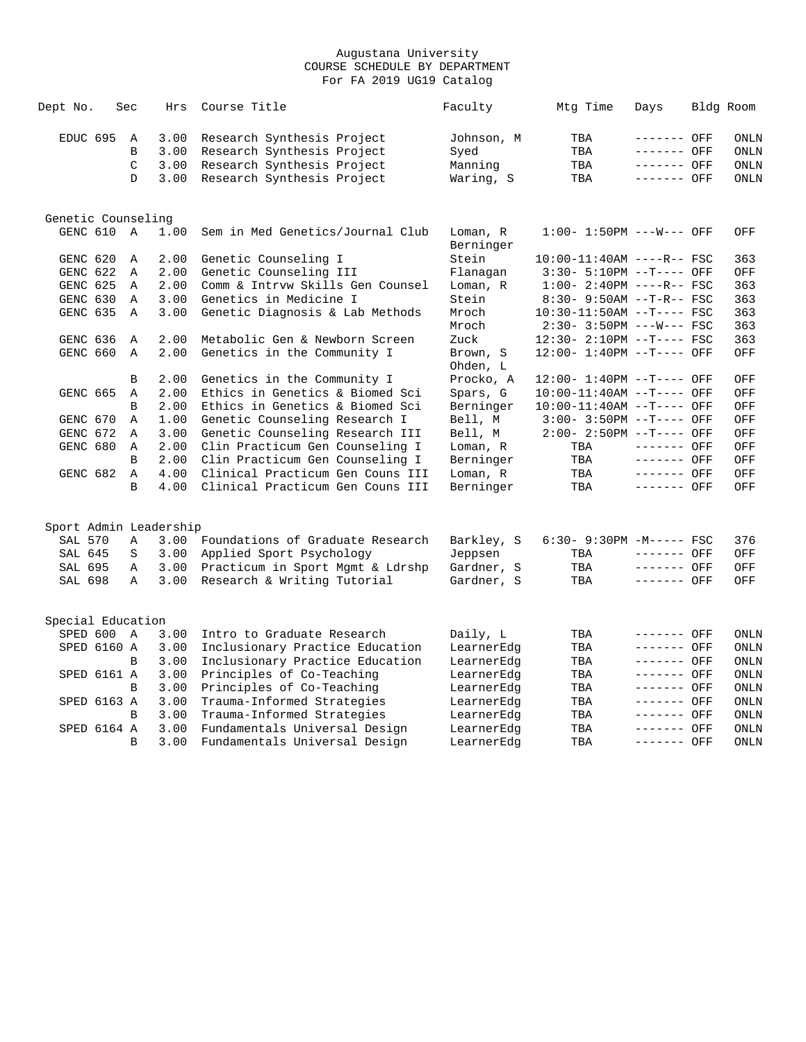Augustana University
COURSE SCHEDULE BY DEPARTMENT
For FA 2019 UG19 Catalog

| Dept No. | Sec | Hrs | Course Title | Faculty | Mtg Time | Days | Bldg | Room |
|---|---|---|---|---|---|---|---|---|
| EDUC 695 | A | 3.00 | Research Synthesis Project | Johnson, M | TBA | ------- | OFF | ONLN |
| | B | 3.00 | Research Synthesis Project | Syed | TBA | ------- | OFF | ONLN |
| | C | 3.00 | Research Synthesis Project | Manning | TBA | ------- | OFF | ONLN |
| | D | 3.00 | Research Synthesis Project | Waring, S | TBA | ------- | OFF | ONLN |
| **Genetic Counseling** | | | | | | | | |
| GENC 610 | A | 1.00 | Sem in Med Genetics/Journal Club | Loman, R | 1:00- 1:50PM | ---W--- | OFF | OFF |
| | | | | Berninger | | | | |
| GENC 620 | A | 2.00 | Genetic Counseling I | Stein | 10:00-11:40AM | ----R-- | FSC | 363 |
| GENC 622 | A | 2.00 | Genetic Counseling III | Flanagan | 3:30- 5:10PM | --T---- | OFF | OFF |
| GENC 625 | A | 2.00 | Comm & Intrvw Skills Gen Counsel | Loman, R | 1:00- 2:40PM | ----R-- | FSC | 363 |
| GENC 630 | A | 3.00 | Genetics in Medicine I | Stein | 8:30- 9:50AM | --T-R-- | FSC | 363 |
| GENC 635 | A | 3.00 | Genetic Diagnosis & Lab Methods | Mroch | 10:30-11:50AM | --T---- | FSC | 363 |
| | | | | Mroch | 2:30- 3:50PM | ---W--- | FSC | 363 |
| GENC 636 | A | 2.00 | Metabolic Gen & Newborn Screen | Zuck | 12:30- 2:10PM | --T---- | FSC | 363 |
| GENC 660 | A | 2.00 | Genetics in the Community I | Brown, S | 12:00- 1:40PM | --T---- | OFF | OFF |
| | | | | Ohden, L | | | | |
| | B | 2.00 | Genetics in the Community I | Procko, A | 12:00- 1:40PM | --T---- | OFF | OFF |
| GENC 665 | A | 2.00 | Ethics in Genetics & Biomed Sci | Spars, G | 10:00-11:40AM | --T---- | OFF | OFF |
| | B | 2.00 | Ethics in Genetics & Biomed Sci | Berninger | 10:00-11:40AM | --T---- | OFF | OFF |
| GENC 670 | A | 1.00 | Genetic Counseling Research I | Bell, M | 3:00- 3:50PM | --T---- | OFF | OFF |
| GENC 672 | A | 3.00 | Genetic Counseling Research III | Bell, M | 2:00- 2:50PM | --T---- | OFF | OFF |
| GENC 680 | A | 2.00 | Clin Practicum Gen Counseling I | Loman, R | TBA | ------- | OFF | OFF |
| | B | 2.00 | Clin Practicum Gen Counseling I | Berninger | TBA | ------- | OFF | OFF |
| GENC 682 | A | 4.00 | Clinical Practicum Gen Couns III | Loman, R | TBA | ------- | OFF | OFF |
| | B | 4.00 | Clinical Practicum Gen Couns III | Berninger | TBA | ------- | OFF | OFF |
| **Sport Admin Leadership** | | | | | | | | |
| SAL 570 | A | 3.00 | Foundations of Graduate Research | Barkley, S | 6:30- 9:30PM | -M----- | FSC | 376 |
| SAL 645 | S | 3.00 | Applied Sport Psychology | Jeppsen | TBA | ------- | OFF | OFF |
| SAL 695 | A | 3.00 | Practicum in Sport Mgmt & Ldrshp | Gardner, S | TBA | ------- | OFF | OFF |
| SAL 698 | A | 3.00 | Research & Writing Tutorial | Gardner, S | TBA | ------- | OFF | OFF |
| **Special Education** | | | | | | | | |
| SPED 600 | A | 3.00 | Intro to Graduate Research | Daily, L | TBA | ------- | OFF | ONLN |
| SPED 6160 | A | 3.00 | Inclusionary Practice Education | LearnerEdg | TBA | ------- | OFF | ONLN |
| | B | 3.00 | Inclusionary Practice Education | LearnerEdg | TBA | ------- | OFF | ONLN |
| SPED 6161 | A | 3.00 | Principles of Co-Teaching | LearnerEdg | TBA | ------- | OFF | ONLN |
| | B | 3.00 | Principles of Co-Teaching | LearnerEdg | TBA | ------- | OFF | ONLN |
| SPED 6163 | A | 3.00 | Trauma-Informed Strategies | LearnerEdg | TBA | ------- | OFF | ONLN |
| | B | 3.00 | Trauma-Informed Strategies | LearnerEdg | TBA | ------- | OFF | ONLN |
| SPED 6164 | A | 3.00 | Fundamentals Universal Design | LearnerEdg | TBA | ------- | OFF | ONLN |
| | B | 3.00 | Fundamentals Universal Design | LearnerEdg | TBA | ------- | OFF | ONLN |